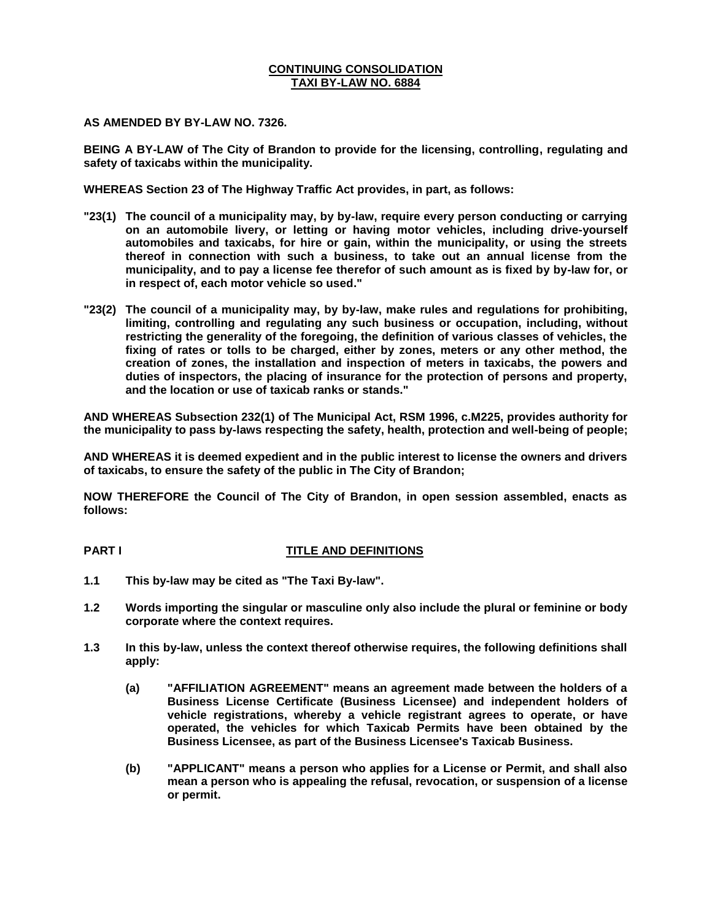**CONTINUING CONSOLIDATION**
**TAXI BY-LAW NO. 6884**

**AS AMENDED BY BY-LAW NO. 7326.**

**BEING A BY-LAW of The City of Brandon to provide for the licensing, controlling, regulating and safety of taxicabs within the municipality.**

**WHEREAS Section 23 of The Highway Traffic Act provides, in part, as follows:**

**"23(1) The council of a municipality may, by by-law, require every person conducting or carrying on an automobile livery, or letting or having motor vehicles, including drive-yourself automobiles and taxicabs, for hire or gain, within the municipality, or using the streets thereof in connection with such a business, to take out an annual license from the municipality, and to pay a license fee therefor of such amount as is fixed by by-law for, or in respect of, each motor vehicle so used."**

**"23(2) The council of a municipality may, by by-law, make rules and regulations for prohibiting, limiting, controlling and regulating any such business or occupation, including, without restricting the generality of the foregoing, the definition of various classes of vehicles, the fixing of rates or tolls to be charged, either by zones, meters or any other method, the creation of zones, the installation and inspection of meters in taxicabs, the powers and duties of inspectors, the placing of insurance for the protection of persons and property, and the location or use of taxicab ranks or stands."**

**AND WHEREAS Subsection 232(1) of The Municipal Act, RSM 1996, c.M225, provides authority for the municipality to pass by-laws respecting the safety, health, protection and well-being of people;**

**AND WHEREAS it is deemed expedient and in the public interest to license the owners and drivers of taxicabs, to ensure the safety of the public in The City of Brandon;**

**NOW THEREFORE the Council of The City of Brandon, in open session assembled, enacts as follows:**

## PART I — TITLE AND DEFINITIONS

**1.1** **This by-law may be cited as "The Taxi By-law".**

**1.2** **Words importing the singular or masculine only also include the plural or feminine or body corporate where the context requires.**

**1.3** **In this by-law, unless the context thereof otherwise requires, the following definitions shall apply:**

- **(a)** **"AFFILIATION AGREEMENT" means an agreement made between the holders of a Business License Certificate (Business Licensee) and independent holders of vehicle registrations, whereby a vehicle registrant agrees to operate, or have operated, the vehicles for which Taxicab Permits have been obtained by the Business Licensee, as part of the Business Licensee's Taxicab Business.**

- **(b)** **"APPLICANT" means a person who applies for a License or Permit, and shall also mean a person who is appealing the refusal, revocation, or suspension of a license or permit.**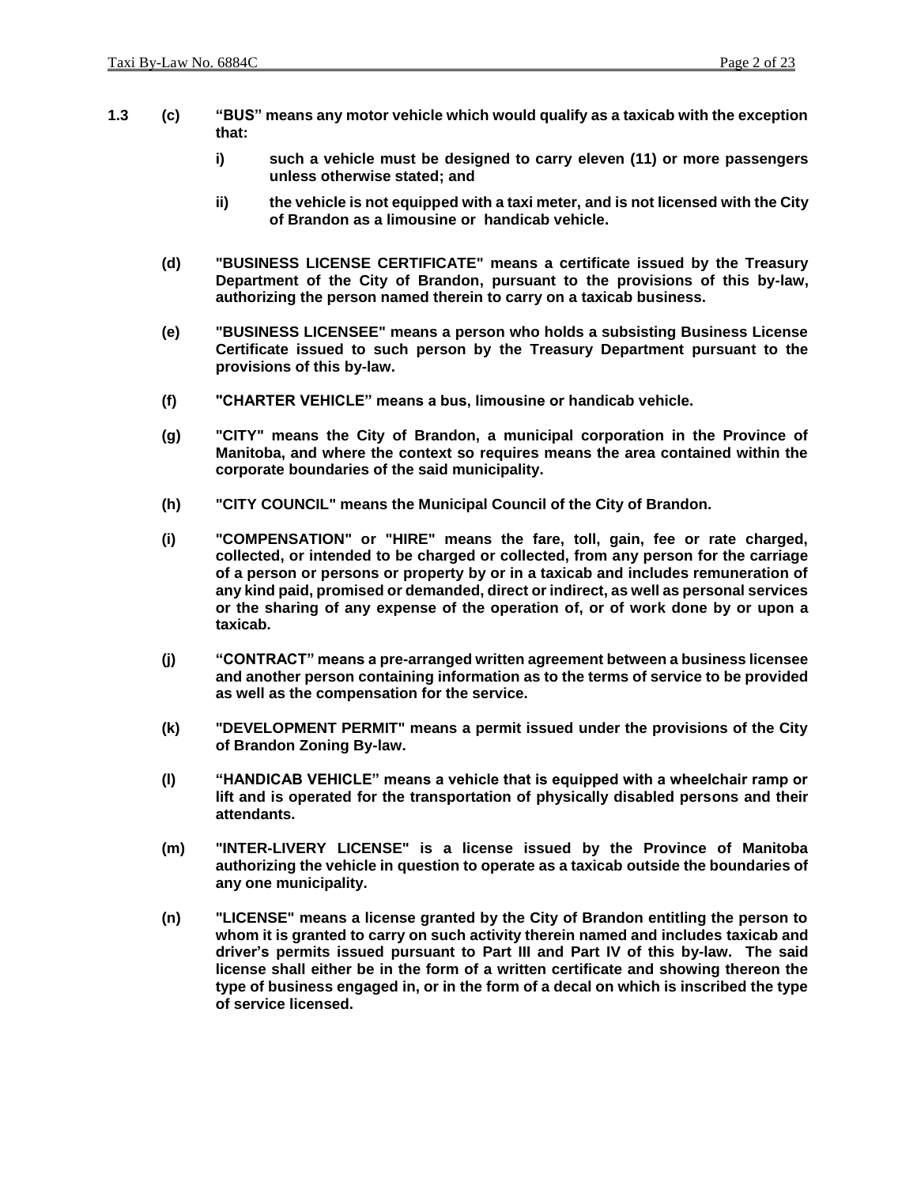**1.3 (c) "BUS" means any motor vehicle which would qualify as a taxicab with the exception that:**

- **i) such a vehicle must be designed to carry eleven (11) or more passengers unless otherwise stated; and**
- **ii) the vehicle is not equipped with a taxi meter, and is not licensed with the City of Brandon as a limousine or handicab vehicle.**

**(d) "BUSINESS LICENSE CERTIFICATE" means a certificate issued by the Treasury Department of the City of Brandon, pursuant to the provisions of this by-law, authorizing the person named therein to carry on a taxicab business.**

**(e) "BUSINESS LICENSEE" means a person who holds a subsisting Business License Certificate issued to such person by the Treasury Department pursuant to the provisions of this by-law.**

**(f) "CHARTER VEHICLE" means a bus, limousine or handicab vehicle.**

**(g) "CITY" means the City of Brandon, a municipal corporation in the Province of Manitoba, and where the context so requires means the area contained within the corporate boundaries of the said municipality.**

**(h) "CITY COUNCIL" means the Municipal Council of the City of Brandon.**

**(i) "COMPENSATION" or "HIRE" means the fare, toll, gain, fee or rate charged, collected, or intended to be charged or collected, from any person for the carriage of a person or persons or property by or in a taxicab and includes remuneration of any kind paid, promised or demanded, direct or indirect, as well as personal services or the sharing of any expense of the operation of, or of work done by or upon a taxicab.**

**(j) "CONTRACT" means a pre-arranged written agreement between a business licensee and another person containing information as to the terms of service to be provided as well as the compensation for the service.**

**(k) "DEVELOPMENT PERMIT" means a permit issued under the provisions of the City of Brandon Zoning By-law.**

**(l) "HANDICAB VEHICLE" means a vehicle that is equipped with a wheelchair ramp or lift and is operated for the transportation of physically disabled persons and their attendants.**

**(m) "INTER-LIVERY LICENSE" is a license issued by the Province of Manitoba authorizing the vehicle in question to operate as a taxicab outside the boundaries of any one municipality.**

**(n) "LICENSE" means a license granted by the City of Brandon entitling the person to whom it is granted to carry on such activity therein named and includes taxicab and driver's permits issued pursuant to Part III and Part IV of this by-law. The said license shall either be in the form of a written certificate and showing thereon the type of business engaged in, or in the form of a decal on which is inscribed the type of service licensed.**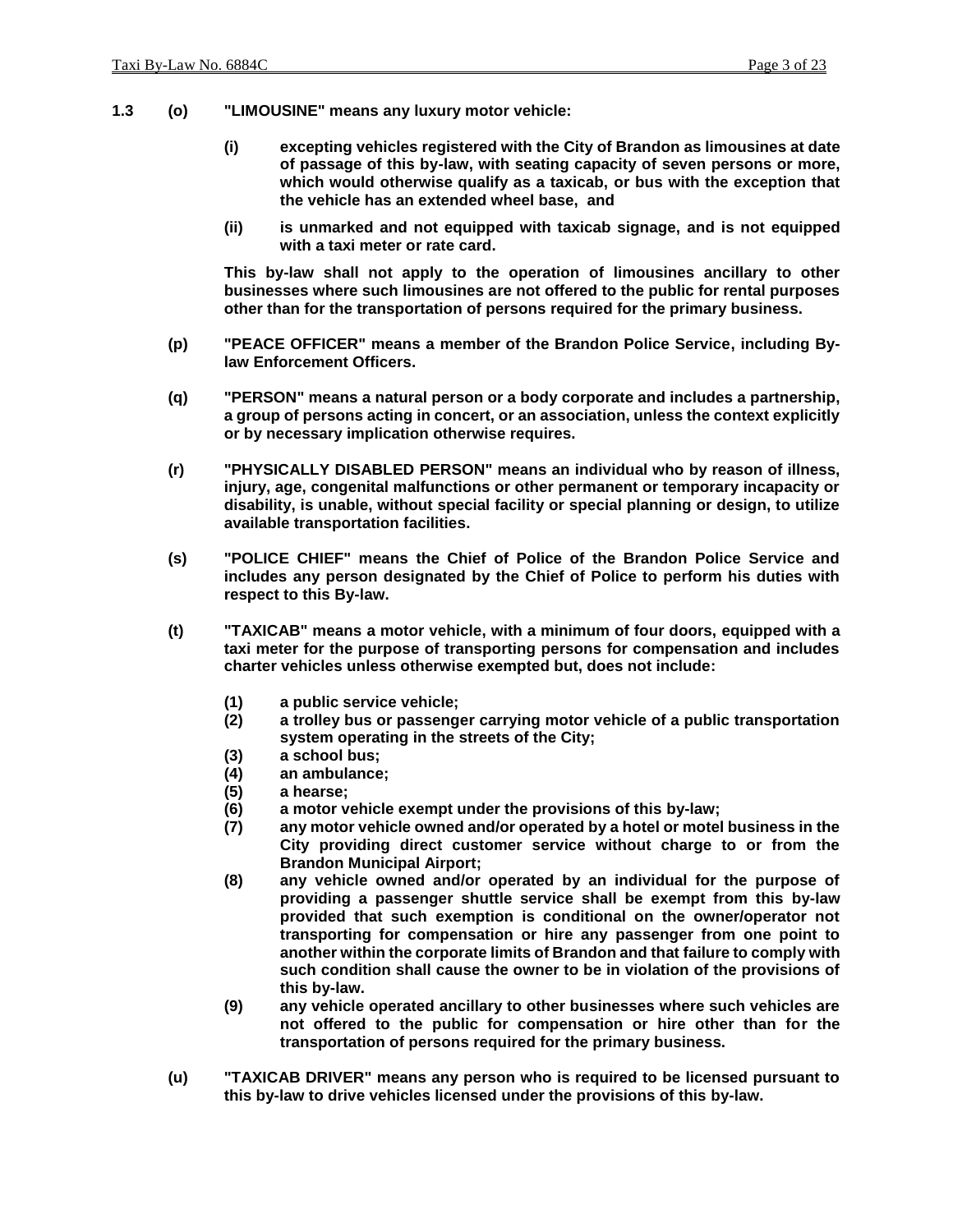**1.3 (o) "LIMOUSINE" means any luxury motor vehicle:**

**(i) excepting vehicles registered with the City of Brandon as limousines at date of passage of this by-law, with seating capacity of seven persons or more, which would otherwise qualify as a taxicab, or bus with the exception that the vehicle has an extended wheel base, and**

**(ii) is unmarked and not equipped with taxicab signage, and is not equipped with a taxi meter or rate card.**

**This by-law shall not apply to the operation of limousines ancillary to other businesses where such limousines are not offered to the public for rental purposes other than for the transportation of persons required for the primary business.**

**(p) "PEACE OFFICER" means a member of the Brandon Police Service, including By-law Enforcement Officers.**

**(q) "PERSON" means a natural person or a body corporate and includes a partnership, a group of persons acting in concert, or an association, unless the context explicitly or by necessary implication otherwise requires.**

**(r) "PHYSICALLY DISABLED PERSON" means an individual who by reason of illness, injury, age, congenital malfunctions or other permanent or temporary incapacity or disability, is unable, without special facility or special planning or design, to utilize available transportation facilities.**

**(s) "POLICE CHIEF" means the Chief of Police of the Brandon Police Service and includes any person designated by the Chief of Police to perform his duties with respect to this By-law.**

**(t) "TAXICAB" means a motor vehicle, with a minimum of four doors, equipped with a taxi meter for the purpose of transporting persons for compensation and includes charter vehicles unless otherwise exempted but, does not include:**

**(1) a public service vehicle;**
**(2) a trolley bus or passenger carrying motor vehicle of a public transportation system operating in the streets of the City;**
**(3) a school bus;**
**(4) an ambulance;**
**(5) a hearse;**
**(6) a motor vehicle exempt under the provisions of this by-law;**
**(7) any motor vehicle owned and/or operated by a hotel or motel business in the City providing direct customer service without charge to or from the Brandon Municipal Airport;**
**(8) any vehicle owned and/or operated by an individual for the purpose of providing a passenger shuttle service shall be exempt from this by-law provided that such exemption is conditional on the owner/operator not transporting for compensation or hire any passenger from one point to another within the corporate limits of Brandon and that failure to comply with such condition shall cause the owner to be in violation of the provisions of this by-law.**
**(9) any vehicle operated ancillary to other businesses where such vehicles are not offered to the public for compensation or hire other than for the transportation of persons required for the primary business.**

**(u) "TAXICAB DRIVER" means any person who is required to be licensed pursuant to this by-law to drive vehicles licensed under the provisions of this by-law.**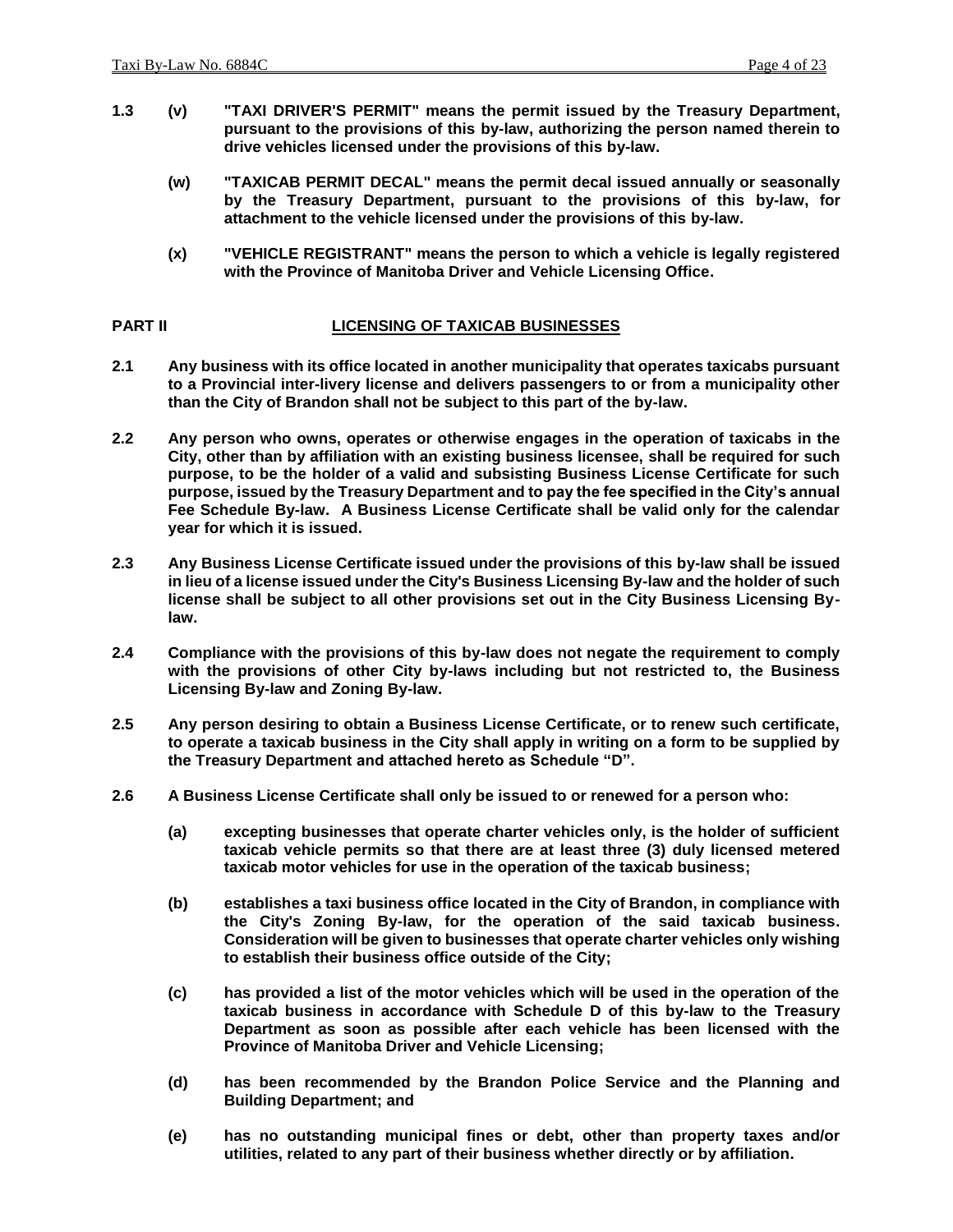**1.3 (v) "TAXI DRIVER'S PERMIT" means the permit issued by the Treasury Department, pursuant to the provisions of this by-law, authorizing the person named therein to drive vehicles licensed under the provisions of this by-law.**

**(w) "TAXICAB PERMIT DECAL" means the permit decal issued annually or seasonally by the Treasury Department, pursuant to the provisions of this by-law, for attachment to the vehicle licensed under the provisions of this by-law.**

**(x) "VEHICLE REGISTRANT" means the person to which a vehicle is legally registered with the Province of Manitoba Driver and Vehicle Licensing Office.**

## PART II LICENSING OF TAXICAB BUSINESSES

**2.1 Any business with its office located in another municipality that operates taxicabs pursuant to a Provincial inter-livery license and delivers passengers to or from a municipality other than the City of Brandon shall not be subject to this part of the by-law.**

**2.2 Any person who owns, operates or otherwise engages in the operation of taxicabs in the City, other than by affiliation with an existing business licensee, shall be required for such purpose, to be the holder of a valid and subsisting Business License Certificate for such purpose, issued by the Treasury Department and to pay the fee specified in the City's annual Fee Schedule By-law. A Business License Certificate shall be valid only for the calendar year for which it is issued.**

**2.3 Any Business License Certificate issued under the provisions of this by-law shall be issued in lieu of a license issued under the City's Business Licensing By-law and the holder of such license shall be subject to all other provisions set out in the City Business Licensing By-law.**

**2.4 Compliance with the provisions of this by-law does not negate the requirement to comply with the provisions of other City by-laws including but not restricted to, the Business Licensing By-law and Zoning By-law.**

**2.5 Any person desiring to obtain a Business License Certificate, or to renew such certificate, to operate a taxicab business in the City shall apply in writing on a form to be supplied by the Treasury Department and attached hereto as Schedule "D".**

**2.6 A Business License Certificate shall only be issued to or renewed for a person who:**

**(a) excepting businesses that operate charter vehicles only, is the holder of sufficient taxicab vehicle permits so that there are at least three (3) duly licensed metered taxicab motor vehicles for use in the operation of the taxicab business;**

**(b) establishes a taxi business office located in the City of Brandon, in compliance with the City's Zoning By-law, for the operation of the said taxicab business. Consideration will be given to businesses that operate charter vehicles only wishing to establish their business office outside of the City;**

**(c) has provided a list of the motor vehicles which will be used in the operation of the taxicab business in accordance with Schedule D of this by-law to the Treasury Department as soon as possible after each vehicle has been licensed with the Province of Manitoba Driver and Vehicle Licensing;**

**(d) has been recommended by the Brandon Police Service and the Planning and Building Department; and**

**(e) has no outstanding municipal fines or debt, other than property taxes and/or utilities, related to any part of their business whether directly or by affiliation.**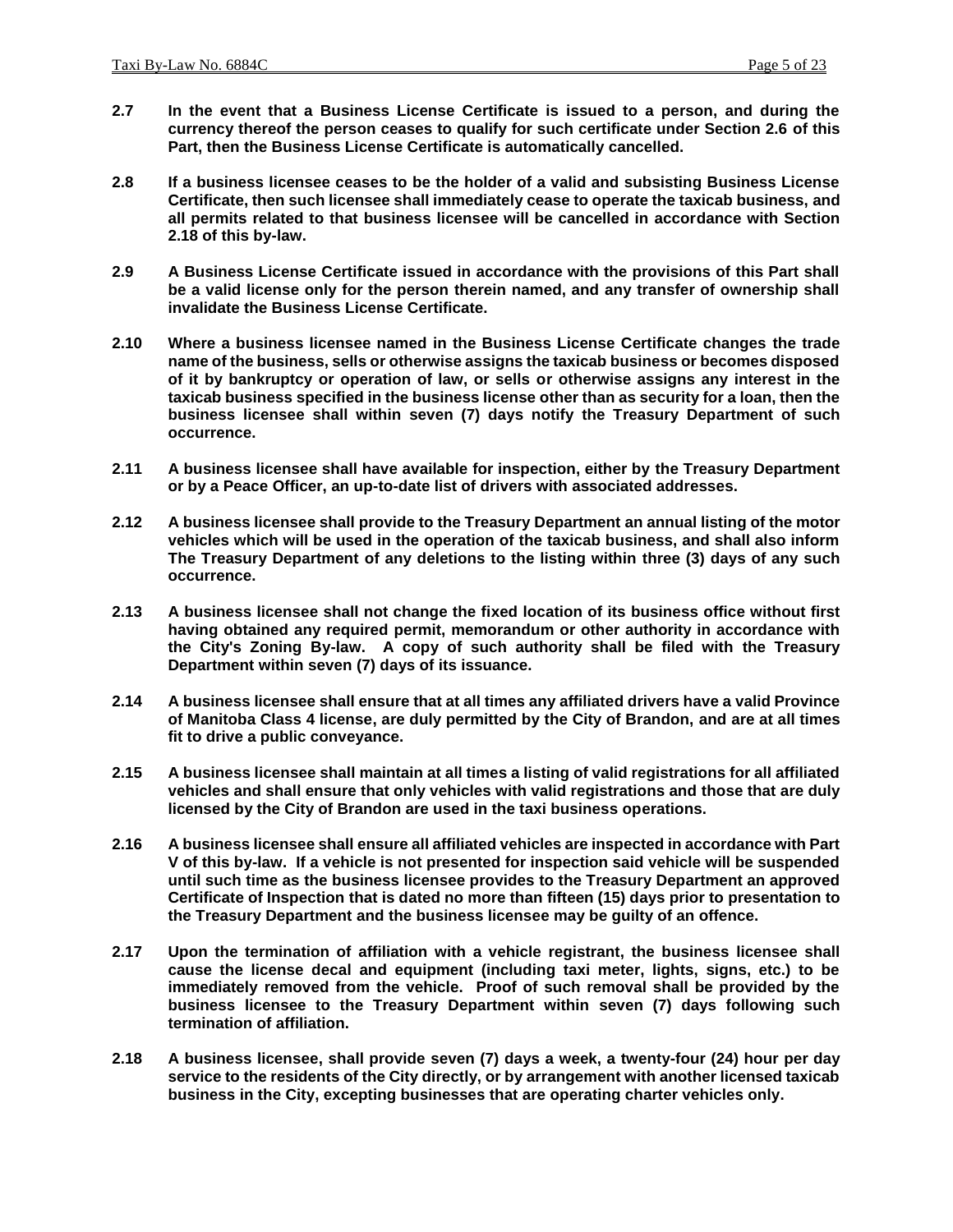**2.7 In the event that a Business License Certificate is issued to a person, and during the currency thereof the person ceases to qualify for such certificate under Section 2.6 of this Part, then the Business License Certificate is automatically cancelled.**

**2.8 If a business licensee ceases to be the holder of a valid and subsisting Business License Certificate, then such licensee shall immediately cease to operate the taxicab business, and all permits related to that business licensee will be cancelled in accordance with Section 2.18 of this by-law.**

**2.9 A Business License Certificate issued in accordance with the provisions of this Part shall be a valid license only for the person therein named, and any transfer of ownership shall invalidate the Business License Certificate.**

**2.10 Where a business licensee named in the Business License Certificate changes the trade name of the business, sells or otherwise assigns the taxicab business or becomes disposed of it by bankruptcy or operation of law, or sells or otherwise assigns any interest in the taxicab business specified in the business license other than as security for a loan, then the business licensee shall within seven (7) days notify the Treasury Department of such occurrence.**

**2.11 A business licensee shall have available for inspection, either by the Treasury Department or by a Peace Officer, an up-to-date list of drivers with associated addresses.**

**2.12 A business licensee shall provide to the Treasury Department an annual listing of the motor vehicles which will be used in the operation of the taxicab business, and shall also inform The Treasury Department of any deletions to the listing within three (3) days of any such occurrence.**

**2.13 A business licensee shall not change the fixed location of its business office without first having obtained any required permit, memorandum or other authority in accordance with the City's Zoning By-law. A copy of such authority shall be filed with the Treasury Department within seven (7) days of its issuance.**

**2.14 A business licensee shall ensure that at all times any affiliated drivers have a valid Province of Manitoba Class 4 license, are duly permitted by the City of Brandon, and are at all times fit to drive a public conveyance.**

**2.15 A business licensee shall maintain at all times a listing of valid registrations for all affiliated vehicles and shall ensure that only vehicles with valid registrations and those that are duly licensed by the City of Brandon are used in the taxi business operations.**

**2.16 A business licensee shall ensure all affiliated vehicles are inspected in accordance with Part V of this by-law. If a vehicle is not presented for inspection said vehicle will be suspended until such time as the business licensee provides to the Treasury Department an approved Certificate of Inspection that is dated no more than fifteen (15) days prior to presentation to the Treasury Department and the business licensee may be guilty of an offence.**

**2.17 Upon the termination of affiliation with a vehicle registrant, the business licensee shall cause the license decal and equipment (including taxi meter, lights, signs, etc.) to be immediately removed from the vehicle. Proof of such removal shall be provided by the business licensee to the Treasury Department within seven (7) days following such termination of affiliation.**

**2.18 A business licensee, shall provide seven (7) days a week, a twenty-four (24) hour per day service to the residents of the City directly, or by arrangement with another licensed taxicab business in the City, excepting businesses that are operating charter vehicles only.**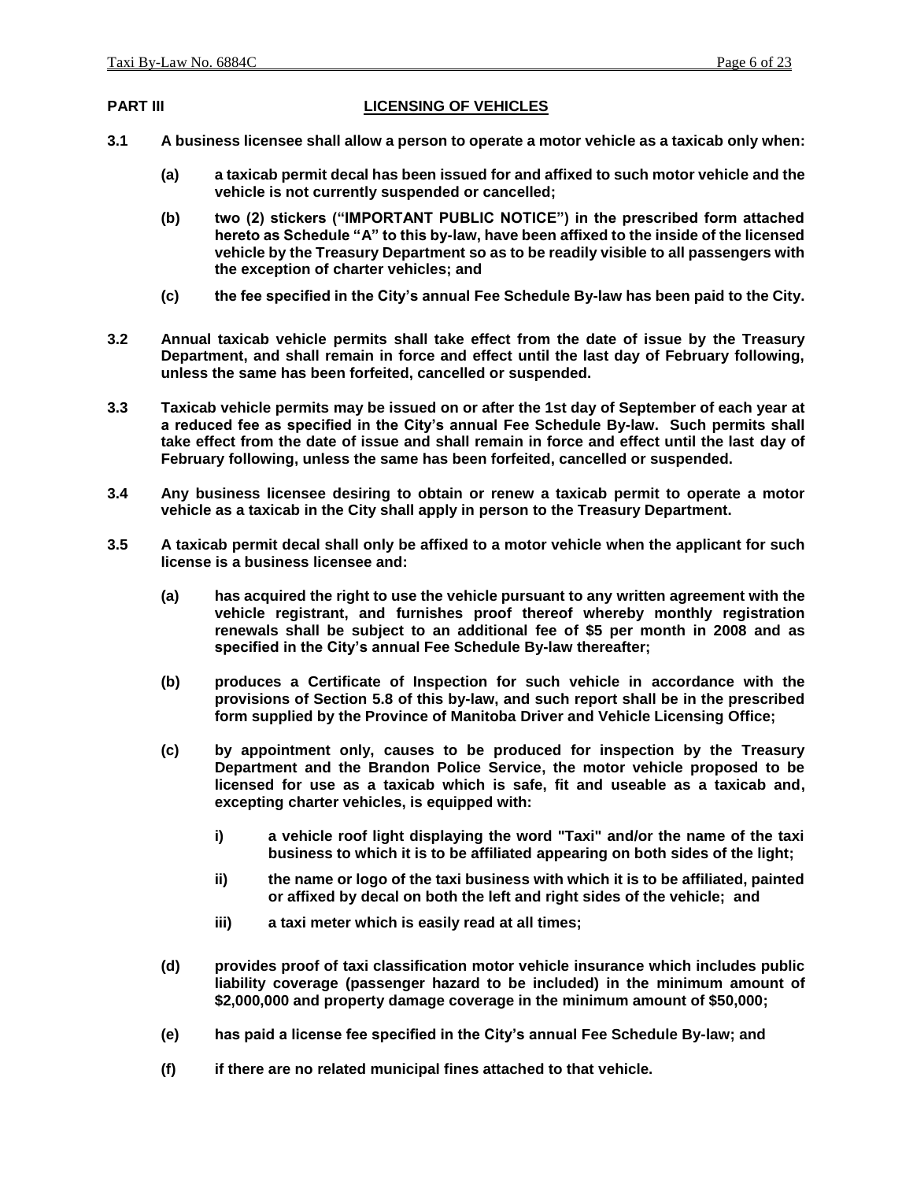## PART III LICENSING OF VEHICLES

**3.1** **A business licensee shall allow a person to operate a motor vehicle as a taxicab only when:**

- **(a)** **a taxicab permit decal has been issued for and affixed to such motor vehicle and the vehicle is not currently suspended or cancelled;**
- **(b)** **two (2) stickers ("IMPORTANT PUBLIC NOTICE") in the prescribed form attached hereto as Schedule "A" to this by-law, have been affixed to the inside of the licensed vehicle by the Treasury Department so as to be readily visible to all passengers with the exception of charter vehicles; and**
- **(c)** **the fee specified in the City's annual Fee Schedule By-law has been paid to the City.**

**3.2** **Annual taxicab vehicle permits shall take effect from the date of issue by the Treasury Department, and shall remain in force and effect until the last day of February following, unless the same has been forfeited, cancelled or suspended.**

**3.3** **Taxicab vehicle permits may be issued on or after the 1st day of September of each year at a reduced fee as specified in the City's annual Fee Schedule By-law. Such permits shall take effect from the date of issue and shall remain in force and effect until the last day of February following, unless the same has been forfeited, cancelled or suspended.**

**3.4** **Any business licensee desiring to obtain or renew a taxicab permit to operate a motor vehicle as a taxicab in the City shall apply in person to the Treasury Department.**

**3.5** **A taxicab permit decal shall only be affixed to a motor vehicle when the applicant for such license is a business licensee and:**

- **(a)** **has acquired the right to use the vehicle pursuant to any written agreement with the vehicle registrant, and furnishes proof thereof whereby monthly registration renewals shall be subject to an additional fee of $5 per month in 2008 and as specified in the City's annual Fee Schedule By-law thereafter;**
- **(b)** **produces a Certificate of Inspection for such vehicle in accordance with the provisions of Section 5.8 of this by-law, and such report shall be in the prescribed form supplied by the Province of Manitoba Driver and Vehicle Licensing Office;**
- **(c)** **by appointment only, causes to be produced for inspection by the Treasury Department and the Brandon Police Service, the motor vehicle proposed to be licensed for use as a taxicab which is safe, fit and useable as a taxicab and, excepting charter vehicles, is equipped with:**
  - **i)** **a vehicle roof light displaying the word "Taxi" and/or the name of the taxi business to which it is to be affiliated appearing on both sides of the light;**
  - **ii)** **the name or logo of the taxi business with which it is to be affiliated, painted or affixed by decal on both the left and right sides of the vehicle; and**
  - **iii)** **a taxi meter which is easily read at all times;**
- **(d)** **provides proof of taxi classification motor vehicle insurance which includes public liability coverage (passenger hazard to be included) in the minimum amount of $2,000,000 and property damage coverage in the minimum amount of $50,000;**
- **(e)** **has paid a license fee specified in the City's annual Fee Schedule By-law; and**
- **(f)** **if there are no related municipal fines attached to that vehicle.**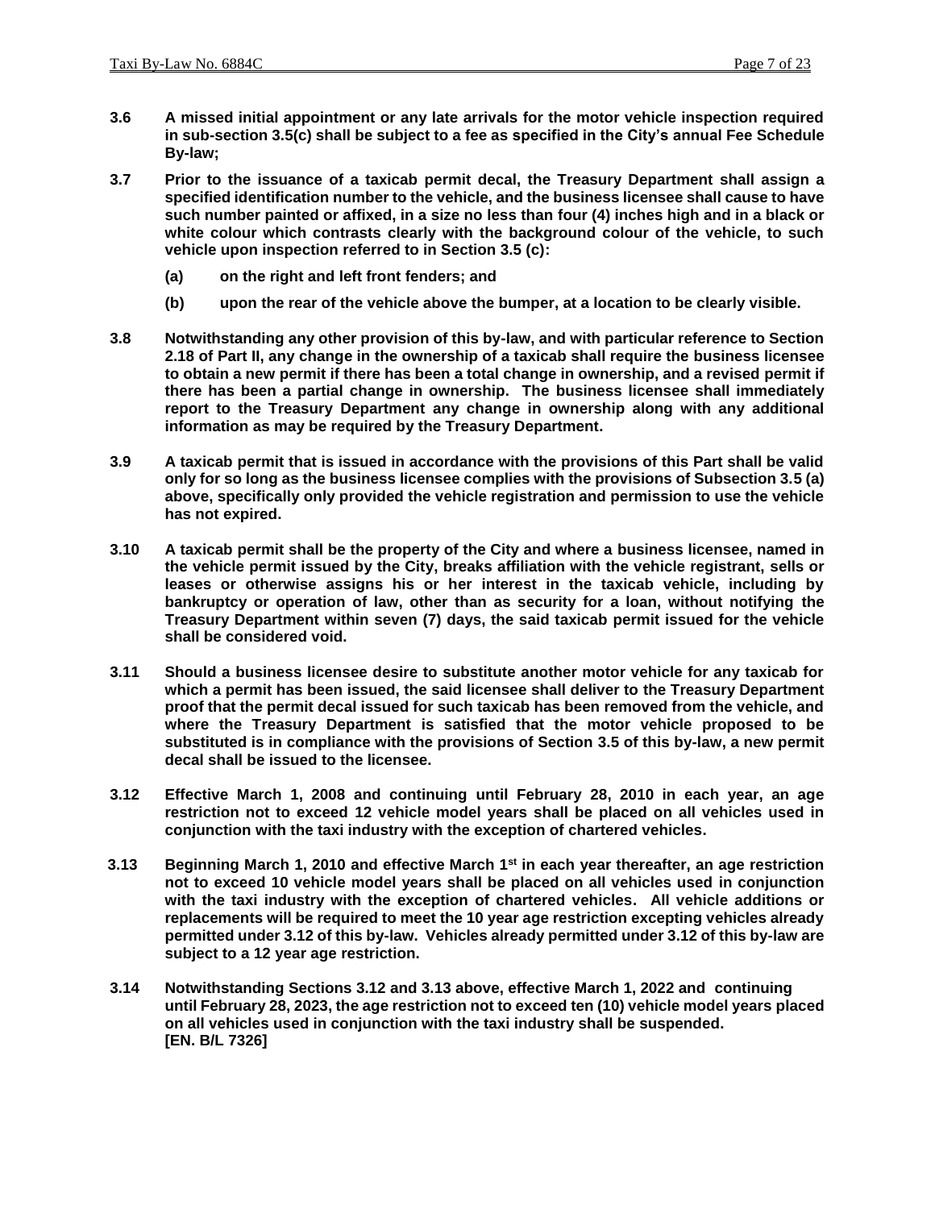**3.6 A missed initial appointment or any late arrivals for the motor vehicle inspection required in sub-section 3.5(c) shall be subject to a fee as specified in the City's annual Fee Schedule By-law;**

**3.7 Prior to the issuance of a taxicab permit decal, the Treasury Department shall assign a specified identification number to the vehicle, and the business licensee shall cause to have such number painted or affixed, in a size no less than four (4) inches high and in a black or white colour which contrasts clearly with the background colour of the vehicle, to such vehicle upon inspection referred to in Section 3.5 (c):**

- **(a) on the right and left front fenders; and**
- **(b) upon the rear of the vehicle above the bumper, at a location to be clearly visible.**

**3.8 Notwithstanding any other provision of this by-law, and with particular reference to Section 2.18 of Part II, any change in the ownership of a taxicab shall require the business licensee to obtain a new permit if there has been a total change in ownership, and a revised permit if there has been a partial change in ownership. The business licensee shall immediately report to the Treasury Department any change in ownership along with any additional information as may be required by the Treasury Department.**

**3.9 A taxicab permit that is issued in accordance with the provisions of this Part shall be valid only for so long as the business licensee complies with the provisions of Subsection 3.5 (a) above, specifically only provided the vehicle registration and permission to use the vehicle has not expired.**

**3.10 A taxicab permit shall be the property of the City and where a business licensee, named in the vehicle permit issued by the City, breaks affiliation with the vehicle registrant, sells or leases or otherwise assigns his or her interest in the taxicab vehicle, including by bankruptcy or operation of law, other than as security for a loan, without notifying the Treasury Department within seven (7) days, the said taxicab permit issued for the vehicle shall be considered void.**

**3.11 Should a business licensee desire to substitute another motor vehicle for any taxicab for which a permit has been issued, the said licensee shall deliver to the Treasury Department proof that the permit decal issued for such taxicab has been removed from the vehicle, and where the Treasury Department is satisfied that the motor vehicle proposed to be substituted is in compliance with the provisions of Section 3.5 of this by-law, a new permit decal shall be issued to the licensee.**

**3.12 Effective March 1, 2008 and continuing until February 28, 2010 in each year, an age restriction not to exceed 12 vehicle model years shall be placed on all vehicles used in conjunction with the taxi industry with the exception of chartered vehicles.**

**3.13 Beginning March 1, 2010 and effective March 1st in each year thereafter, an age restriction not to exceed 10 vehicle model years shall be placed on all vehicles used in conjunction with the taxi industry with the exception of chartered vehicles. All vehicle additions or replacements will be required to meet the 10 year age restriction excepting vehicles already permitted under 3.12 of this by-law. Vehicles already permitted under 3.12 of this by-law are subject to a 12 year age restriction.**

**3.14 Notwithstanding Sections 3.12 and 3.13 above, effective March 1, 2022 and continuing until February 28, 2023, the age restriction not to exceed ten (10) vehicle model years placed on all vehicles used in conjunction with the taxi industry shall be suspended. [EN. B/L 7326]**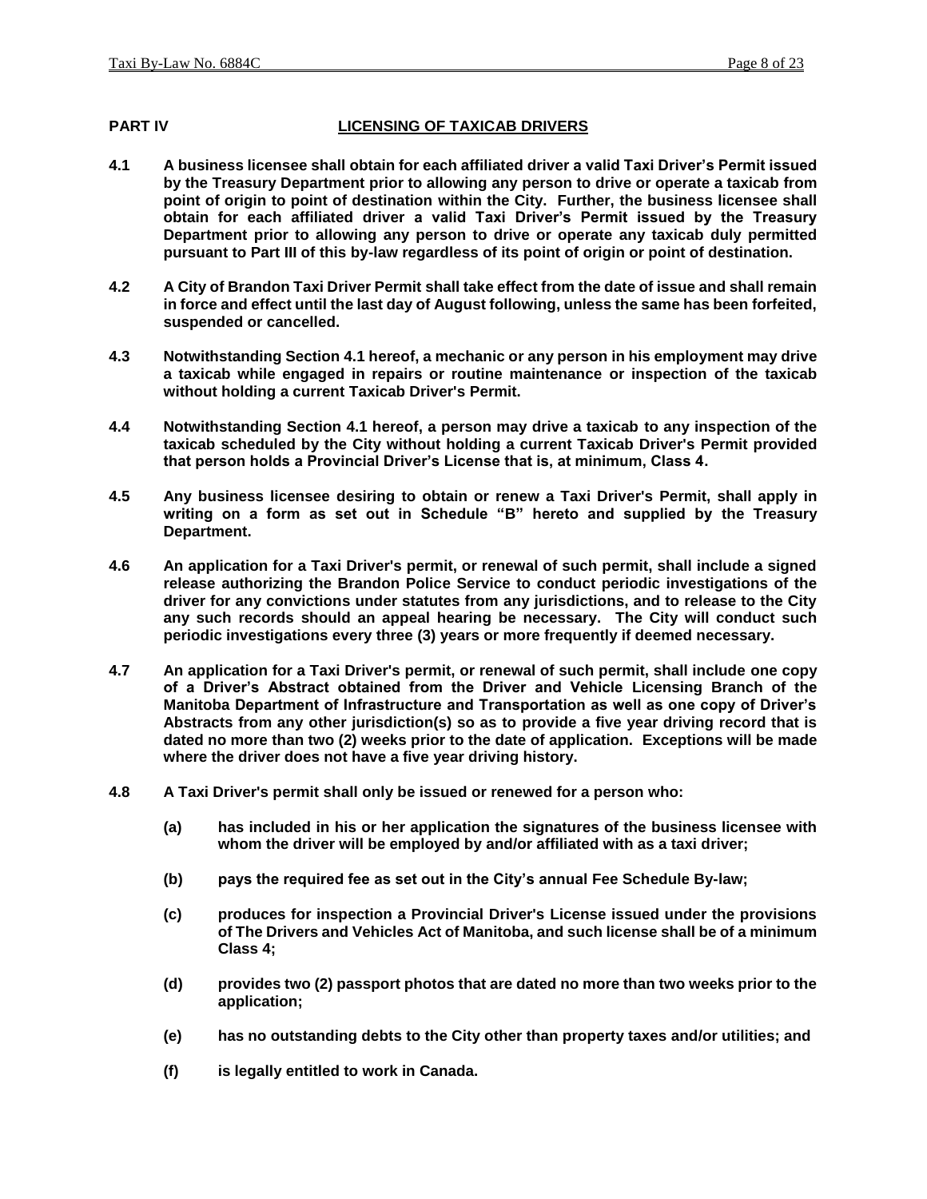## PART IV LICENSING OF TAXICAB DRIVERS

**4.1** **A business licensee shall obtain for each affiliated driver a valid Taxi Driver's Permit issued by the Treasury Department prior to allowing any person to drive or operate a taxicab from point of origin to point of destination within the City. Further, the business licensee shall obtain for each affiliated driver a valid Taxi Driver's Permit issued by the Treasury Department prior to allowing any person to drive or operate any taxicab duly permitted pursuant to Part III of this by-law regardless of its point of origin or point of destination.**

**4.2** **A City of Brandon Taxi Driver Permit shall take effect from the date of issue and shall remain in force and effect until the last day of August following, unless the same has been forfeited, suspended or cancelled.**

**4.3** **Notwithstanding Section 4.1 hereof, a mechanic or any person in his employment may drive a taxicab while engaged in repairs or routine maintenance or inspection of the taxicab without holding a current Taxicab Driver's Permit.**

**4.4** **Notwithstanding Section 4.1 hereof, a person may drive a taxicab to any inspection of the taxicab scheduled by the City without holding a current Taxicab Driver's Permit provided that person holds a Provincial Driver's License that is, at minimum, Class 4.**

**4.5** **Any business licensee desiring to obtain or renew a Taxi Driver's Permit, shall apply in writing on a form as set out in Schedule "B" hereto and supplied by the Treasury Department.**

**4.6** **An application for a Taxi Driver's permit, or renewal of such permit, shall include a signed release authorizing the Brandon Police Service to conduct periodic investigations of the driver for any convictions under statutes from any jurisdictions, and to release to the City any such records should an appeal hearing be necessary. The City will conduct such periodic investigations every three (3) years or more frequently if deemed necessary.**

**4.7** **An application for a Taxi Driver's permit, or renewal of such permit, shall include one copy of a Driver's Abstract obtained from the Driver and Vehicle Licensing Branch of the Manitoba Department of Infrastructure and Transportation as well as one copy of Driver's Abstracts from any other jurisdiction(s) so as to provide a five year driving record that is dated no more than two (2) weeks prior to the date of application. Exceptions will be made where the driver does not have a five year driving history.**

**4.8** **A Taxi Driver's permit shall only be issued or renewed for a person who:**

- **(a)** **has included in his or her application the signatures of the business licensee with whom the driver will be employed by and/or affiliated with as a taxi driver;**
- **(b)** **pays the required fee as set out in the City's annual Fee Schedule By-law;**
- **(c)** **produces for inspection a Provincial Driver's License issued under the provisions of The Drivers and Vehicles Act of Manitoba, and such license shall be of a minimum Class 4;**
- **(d)** **provides two (2) passport photos that are dated no more than two weeks prior to the application;**
- **(e)** **has no outstanding debts to the City other than property taxes and/or utilities; and**
- **(f)** **is legally entitled to work in Canada.**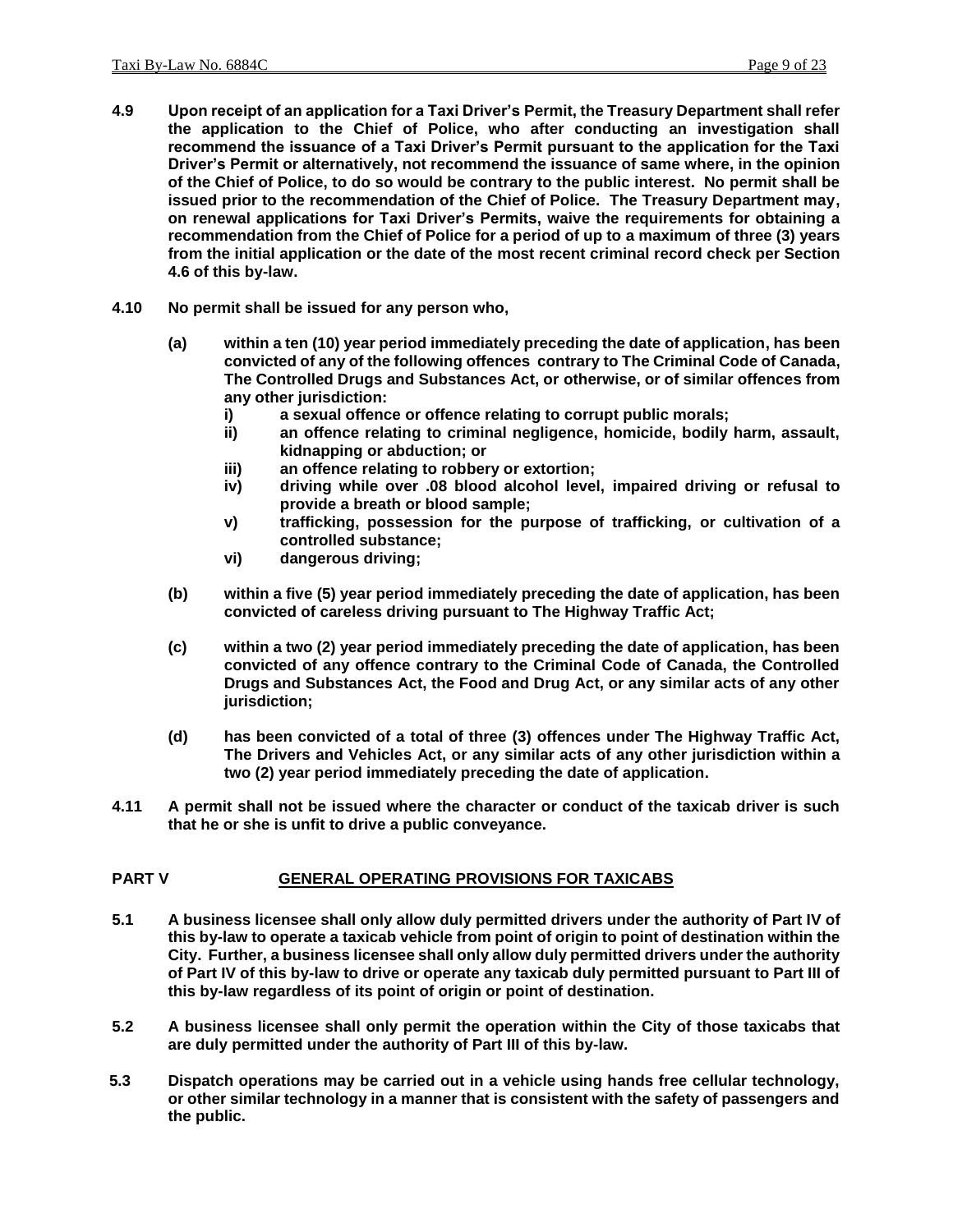**4.9 Upon receipt of an application for a Taxi Driver's Permit, the Treasury Department shall refer the application to the Chief of Police, who after conducting an investigation shall recommend the issuance of a Taxi Driver's Permit pursuant to the application for the Taxi Driver's Permit or alternatively, not recommend the issuance of same where, in the opinion of the Chief of Police, to do so would be contrary to the public interest. No permit shall be issued prior to the recommendation of the Chief of Police. The Treasury Department may, on renewal applications for Taxi Driver's Permits, waive the requirements for obtaining a recommendation from the Chief of Police for a period of up to a maximum of three (3) years from the initial application or the date of the most recent criminal record check per Section 4.6 of this by-law.**

**4.10 No permit shall be issued for any person who,**

**(a) within a ten (10) year period immediately preceding the date of application, has been convicted of any of the following offences contrary to The Criminal Code of Canada, The Controlled Drugs and Substances Act, or otherwise, or of similar offences from any other jurisdiction:**

- **i) a sexual offence or offence relating to corrupt public morals;**
- **ii) an offence relating to criminal negligence, homicide, bodily harm, assault, kidnapping or abduction; or**
- **iii) an offence relating to robbery or extortion;**
- **iv) driving while over .08 blood alcohol level, impaired driving or refusal to provide a breath or blood sample;**
- **v) trafficking, possession for the purpose of trafficking, or cultivation of a controlled substance;**
- **vi) dangerous driving;**

**(b) within a five (5) year period immediately preceding the date of application, has been convicted of careless driving pursuant to The Highway Traffic Act;**

**(c) within a two (2) year period immediately preceding the date of application, has been convicted of any offence contrary to the Criminal Code of Canada, the Controlled Drugs and Substances Act, the Food and Drug Act, or any similar acts of any other jurisdiction;**

**(d) has been convicted of a total of three (3) offences under The Highway Traffic Act, The Drivers and Vehicles Act, or any similar acts of any other jurisdiction within a two (2) year period immediately preceding the date of application.**

**4.11 A permit shall not be issued where the character or conduct of the taxicab driver is such that he or she is unfit to drive a public conveyance.**

## PART V GENERAL OPERATING PROVISIONS FOR TAXICABS

**5.1 A business licensee shall only allow duly permitted drivers under the authority of Part IV of this by-law to operate a taxicab vehicle from point of origin to point of destination within the City. Further, a business licensee shall only allow duly permitted drivers under the authority of Part IV of this by-law to drive or operate any taxicab duly permitted pursuant to Part III of this by-law regardless of its point of origin or point of destination.**

**5.2 A business licensee shall only permit the operation within the City of those taxicabs that are duly permitted under the authority of Part III of this by-law.**

**5.3 Dispatch operations may be carried out in a vehicle using hands free cellular technology, or other similar technology in a manner that is consistent with the safety of passengers and the public.**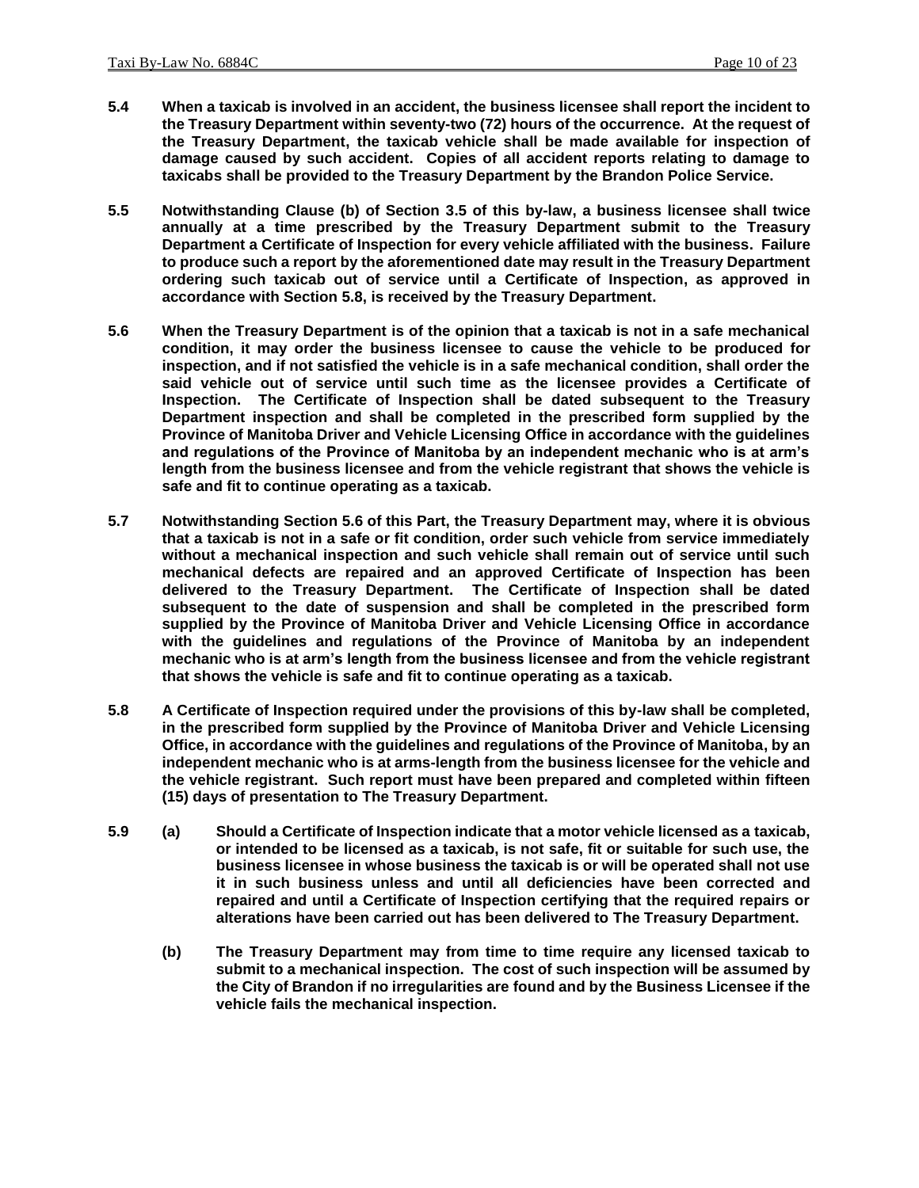**5.4 When a taxicab is involved in an accident, the business licensee shall report the incident to the Treasury Department within seventy-two (72) hours of the occurrence. At the request of the Treasury Department, the taxicab vehicle shall be made available for inspection of damage caused by such accident. Copies of all accident reports relating to damage to taxicabs shall be provided to the Treasury Department by the Brandon Police Service.**

**5.5 Notwithstanding Clause (b) of Section 3.5 of this by-law, a business licensee shall twice annually at a time prescribed by the Treasury Department submit to the Treasury Department a Certificate of Inspection for every vehicle affiliated with the business. Failure to produce such a report by the aforementioned date may result in the Treasury Department ordering such taxicab out of service until a Certificate of Inspection, as approved in accordance with Section 5.8, is received by the Treasury Department.**

**5.6 When the Treasury Department is of the opinion that a taxicab is not in a safe mechanical condition, it may order the business licensee to cause the vehicle to be produced for inspection, and if not satisfied the vehicle is in a safe mechanical condition, shall order the said vehicle out of service until such time as the licensee provides a Certificate of Inspection. The Certificate of Inspection shall be dated subsequent to the Treasury Department inspection and shall be completed in the prescribed form supplied by the Province of Manitoba Driver and Vehicle Licensing Office in accordance with the guidelines and regulations of the Province of Manitoba by an independent mechanic who is at arm's length from the business licensee and from the vehicle registrant that shows the vehicle is safe and fit to continue operating as a taxicab.**

**5.7 Notwithstanding Section 5.6 of this Part, the Treasury Department may, where it is obvious that a taxicab is not in a safe or fit condition, order such vehicle from service immediately without a mechanical inspection and such vehicle shall remain out of service until such mechanical defects are repaired and an approved Certificate of Inspection has been delivered to the Treasury Department. The Certificate of Inspection shall be dated subsequent to the date of suspension and shall be completed in the prescribed form supplied by the Province of Manitoba Driver and Vehicle Licensing Office in accordance with the guidelines and regulations of the Province of Manitoba by an independent mechanic who is at arm's length from the business licensee and from the vehicle registrant that shows the vehicle is safe and fit to continue operating as a taxicab.**

**5.8 A Certificate of Inspection required under the provisions of this by-law shall be completed, in the prescribed form supplied by the Province of Manitoba Driver and Vehicle Licensing Office, in accordance with the guidelines and regulations of the Province of Manitoba, by an independent mechanic who is at arms-length from the business licensee for the vehicle and the vehicle registrant. Such report must have been prepared and completed within fifteen (15) days of presentation to The Treasury Department.**

**5.9 (a) Should a Certificate of Inspection indicate that a motor vehicle licensed as a taxicab, or intended to be licensed as a taxicab, is not safe, fit or suitable for such use, the business licensee in whose business the taxicab is or will be operated shall not use it in such business unless and until all deficiencies have been corrected and repaired and until a Certificate of Inspection certifying that the required repairs or alterations have been carried out has been delivered to The Treasury Department.**

**(b) The Treasury Department may from time to time require any licensed taxicab to submit to a mechanical inspection. The cost of such inspection will be assumed by the City of Brandon if no irregularities are found and by the Business Licensee if the vehicle fails the mechanical inspection.**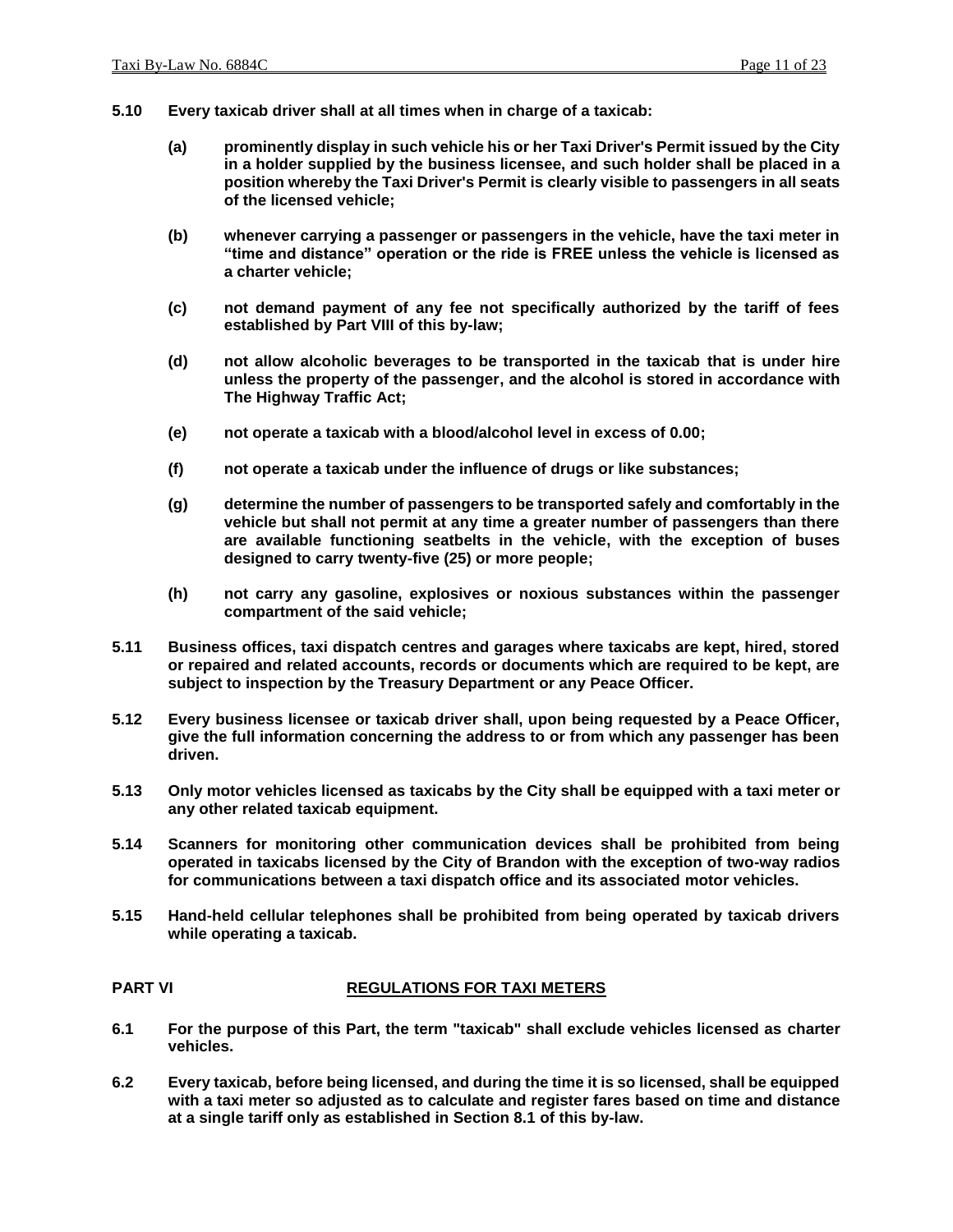**5.10 Every taxicab driver shall at all times when in charge of a taxicab:**

**(a) prominently display in such vehicle his or her Taxi Driver's Permit issued by the City in a holder supplied by the business licensee, and such holder shall be placed in a position whereby the Taxi Driver's Permit is clearly visible to passengers in all seats of the licensed vehicle;**

**(b) whenever carrying a passenger or passengers in the vehicle, have the taxi meter in "time and distance" operation or the ride is FREE unless the vehicle is licensed as a charter vehicle;**

**(c) not demand payment of any fee not specifically authorized by the tariff of fees established by Part VIII of this by-law;**

**(d) not allow alcoholic beverages to be transported in the taxicab that is under hire unless the property of the passenger, and the alcohol is stored in accordance with The Highway Traffic Act;**

**(e) not operate a taxicab with a blood/alcohol level in excess of 0.00;**

**(f) not operate a taxicab under the influence of drugs or like substances;**

**(g) determine the number of passengers to be transported safely and comfortably in the vehicle but shall not permit at any time a greater number of passengers than there are available functioning seatbelts in the vehicle, with the exception of buses designed to carry twenty-five (25) or more people;**

**(h) not carry any gasoline, explosives or noxious substances within the passenger compartment of the said vehicle;**

**5.11 Business offices, taxi dispatch centres and garages where taxicabs are kept, hired, stored or repaired and related accounts, records or documents which are required to be kept, are subject to inspection by the Treasury Department or any Peace Officer.**

**5.12 Every business licensee or taxicab driver shall, upon being requested by a Peace Officer, give the full information concerning the address to or from which any passenger has been driven.**

**5.13 Only motor vehicles licensed as taxicabs by the City shall be equipped with a taxi meter or any other related taxicab equipment.**

**5.14 Scanners for monitoring other communication devices shall be prohibited from being operated in taxicabs licensed by the City of Brandon with the exception of two-way radios for communications between a taxi dispatch office and its associated motor vehicles.**

**5.15 Hand-held cellular telephones shall be prohibited from being operated by taxicab drivers while operating a taxicab.**

## PART VI REGULATIONS FOR TAXI METERS

**6.1 For the purpose of this Part, the term "taxicab" shall exclude vehicles licensed as charter vehicles.**

**6.2 Every taxicab, before being licensed, and during the time it is so licensed, shall be equipped with a taxi meter so adjusted as to calculate and register fares based on time and distance at a single tariff only as established in Section 8.1 of this by-law.**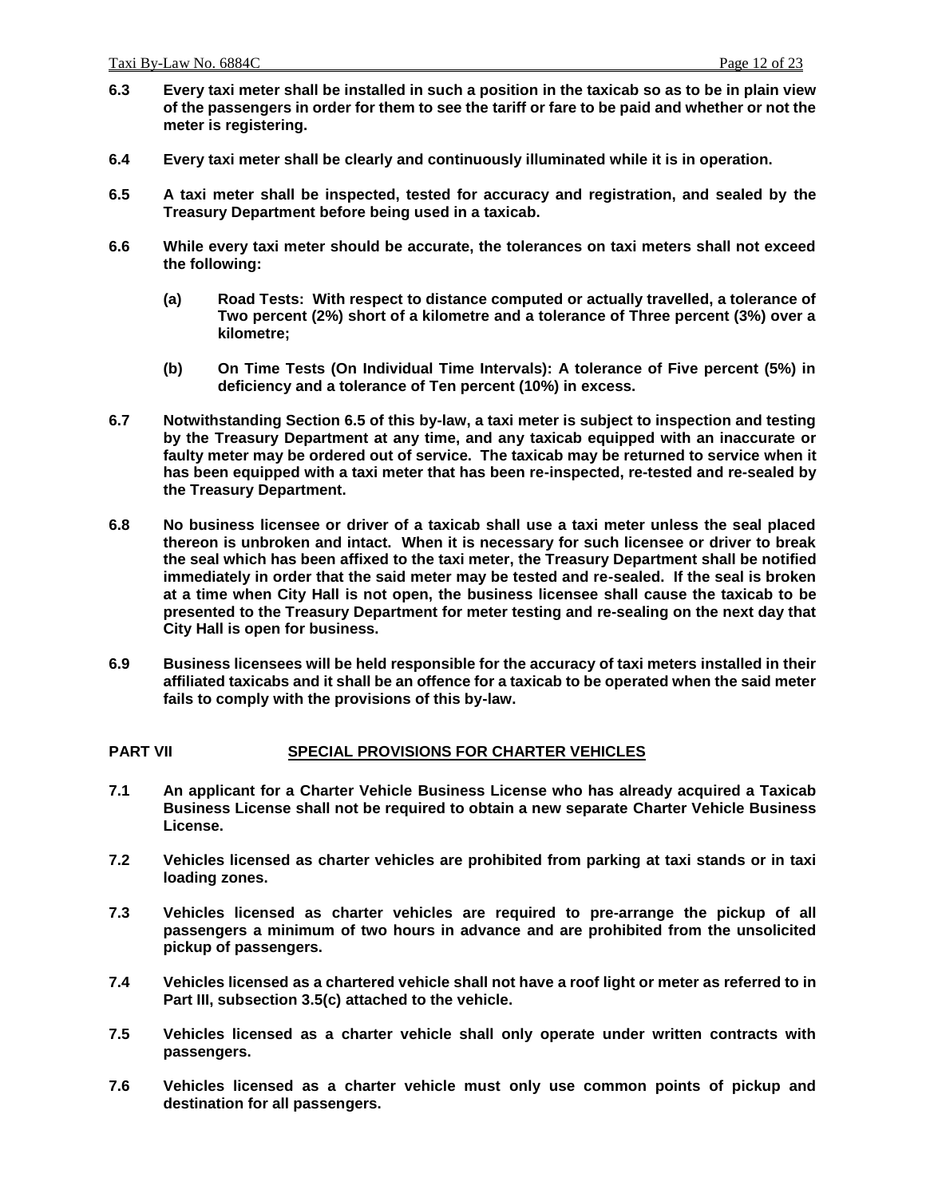**6.3 Every taxi meter shall be installed in such a position in the taxicab so as to be in plain view of the passengers in order for them to see the tariff or fare to be paid and whether or not the meter is registering.**

**6.4 Every taxi meter shall be clearly and continuously illuminated while it is in operation.**

**6.5 A taxi meter shall be inspected, tested for accuracy and registration, and sealed by the Treasury Department before being used in a taxicab.**

**6.6 While every taxi meter should be accurate, the tolerances on taxi meters shall not exceed the following:**

> **(a) Road Tests: With respect to distance computed or actually travelled, a tolerance of Two percent (2%) short of a kilometre and a tolerance of Three percent (3%) over a kilometre;**
>
> **(b) On Time Tests (On Individual Time Intervals): A tolerance of Five percent (5%) in deficiency and a tolerance of Ten percent (10%) in excess.**

**6.7 Notwithstanding Section 6.5 of this by-law, a taxi meter is subject to inspection and testing by the Treasury Department at any time, and any taxicab equipped with an inaccurate or faulty meter may be ordered out of service. The taxicab may be returned to service when it has been equipped with a taxi meter that has been re-inspected, re-tested and re-sealed by the Treasury Department.**

**6.8 No business licensee or driver of a taxicab shall use a taxi meter unless the seal placed thereon is unbroken and intact. When it is necessary for such licensee or driver to break the seal which has been affixed to the taxi meter, the Treasury Department shall be notified immediately in order that the said meter may be tested and re-sealed. If the seal is broken at a time when City Hall is not open, the business licensee shall cause the taxicab to be presented to the Treasury Department for meter testing and re-sealing on the next day that City Hall is open for business.**

**6.9 Business licensees will be held responsible for the accuracy of taxi meters installed in their affiliated taxicabs and it shall be an offence for a taxicab to be operated when the said meter fails to comply with the provisions of this by-law.**

## PART VII SPECIAL PROVISIONS FOR CHARTER VEHICLES

**7.1 An applicant for a Charter Vehicle Business License who has already acquired a Taxicab Business License shall not be required to obtain a new separate Charter Vehicle Business License.**

**7.2 Vehicles licensed as charter vehicles are prohibited from parking at taxi stands or in taxi loading zones.**

**7.3 Vehicles licensed as charter vehicles are required to pre-arrange the pickup of all passengers a minimum of two hours in advance and are prohibited from the unsolicited pickup of passengers.**

**7.4 Vehicles licensed as a chartered vehicle shall not have a roof light or meter as referred to in Part III, subsection 3.5(c) attached to the vehicle.**

**7.5 Vehicles licensed as a charter vehicle shall only operate under written contracts with passengers.**

**7.6 Vehicles licensed as a charter vehicle must only use common points of pickup and destination for all passengers.**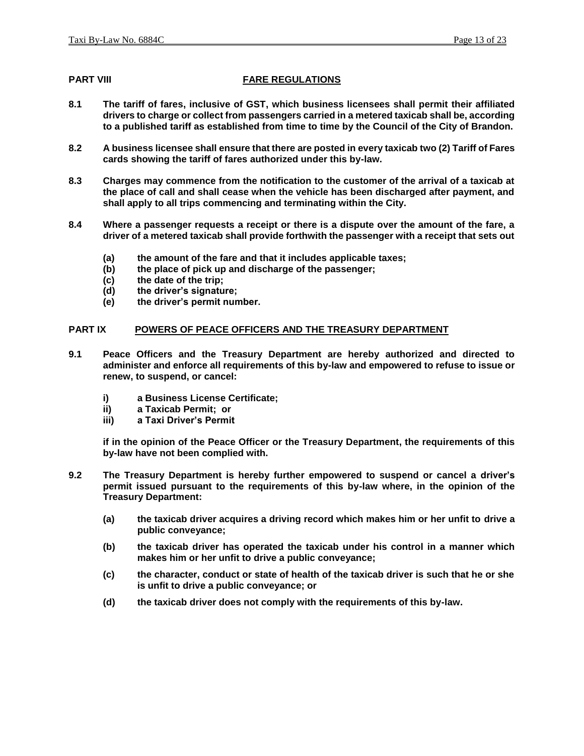## PART VIII FARE REGULATIONS

**8.1 The tariff of fares, inclusive of GST, which business licensees shall permit their affiliated drivers to charge or collect from passengers carried in a metered taxicab shall be, according to a published tariff as established from time to time by the Council of the City of Brandon.**

**8.2 A business licensee shall ensure that there are posted in every taxicab two (2) Tariff of Fares cards showing the tariff of fares authorized under this by-law.**

**8.3 Charges may commence from the notification to the customer of the arrival of a taxicab at the place of call and shall cease when the vehicle has been discharged after payment, and shall apply to all trips commencing and terminating within the City.**

**8.4 Where a passenger requests a receipt or there is a dispute over the amount of the fare, a driver of a metered taxicab shall provide forthwith the passenger with a receipt that sets out**

- **(a) the amount of the fare and that it includes applicable taxes;**
- **(b) the place of pick up and discharge of the passenger;**
- **(c) the date of the trip;**
- **(d) the driver's signature;**
- **(e) the driver's permit number.**

## PART IX POWERS OF PEACE OFFICERS AND THE TREASURY DEPARTMENT

**9.1 Peace Officers and the Treasury Department are hereby authorized and directed to administer and enforce all requirements of this by-law and empowered to refuse to issue or renew, to suspend, or cancel:**

- **i) a Business License Certificate;**
- **ii) a Taxicab Permit; or**
- **iii) a Taxi Driver's Permit**

**if in the opinion of the Peace Officer or the Treasury Department, the requirements of this by-law have not been complied with.**

**9.2 The Treasury Department is hereby further empowered to suspend or cancel a driver's permit issued pursuant to the requirements of this by-law where, in the opinion of the Treasury Department:**

- **(a) the taxicab driver acquires a driving record which makes him or her unfit to drive a public conveyance;**
- **(b) the taxicab driver has operated the taxicab under his control in a manner which makes him or her unfit to drive a public conveyance;**
- **(c) the character, conduct or state of health of the taxicab driver is such that he or she is unfit to drive a public conveyance; or**
- **(d) the taxicab driver does not comply with the requirements of this by-law.**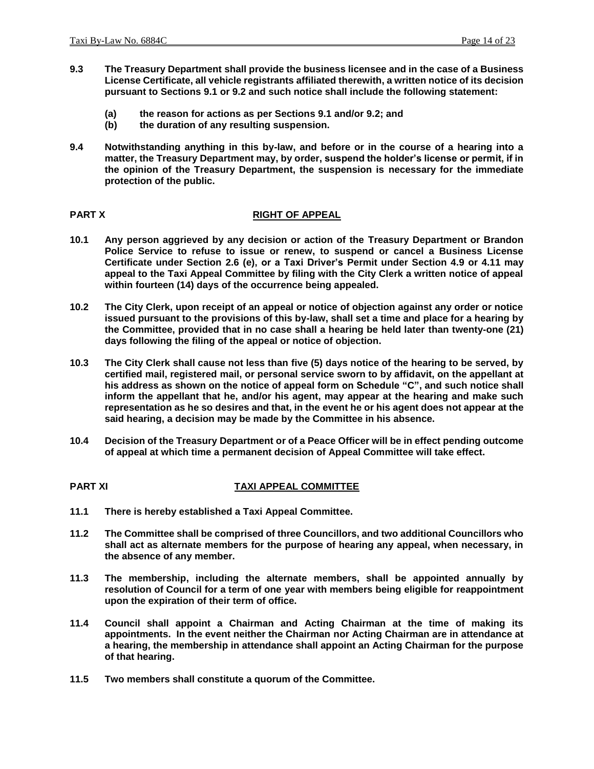**9.3 The Treasury Department shall provide the business licensee and in the case of a Business License Certificate, all vehicle registrants affiliated therewith, a written notice of its decision pursuant to Sections 9.1 or 9.2 and such notice shall include the following statement:**

**(a) the reason for actions as per Sections 9.1 and/or 9.2; and**

**(b) the duration of any resulting suspension.**

**9.4 Notwithstanding anything in this by-law, and before or in the course of a hearing into a matter, the Treasury Department may, by order, suspend the holder's license or permit, if in the opinion of the Treasury Department, the suspension is necessary for the immediate protection of the public.**

## PART X RIGHT OF APPEAL

**10.1 Any person aggrieved by any decision or action of the Treasury Department or Brandon Police Service to refuse to issue or renew, to suspend or cancel a Business License Certificate under Section 2.6 (e), or a Taxi Driver's Permit under Section 4.9 or 4.11 may appeal to the Taxi Appeal Committee by filing with the City Clerk a written notice of appeal within fourteen (14) days of the occurrence being appealed.**

**10.2 The City Clerk, upon receipt of an appeal or notice of objection against any order or notice issued pursuant to the provisions of this by-law, shall set a time and place for a hearing by the Committee, provided that in no case shall a hearing be held later than twenty-one (21) days following the filing of the appeal or notice of objection.**

**10.3 The City Clerk shall cause not less than five (5) days notice of the hearing to be served, by certified mail, registered mail, or personal service sworn to by affidavit, on the appellant at his address as shown on the notice of appeal form on Schedule "C", and such notice shall inform the appellant that he, and/or his agent, may appear at the hearing and make such representation as he so desires and that, in the event he or his agent does not appear at the said hearing, a decision may be made by the Committee in his absence.**

**10.4 Decision of the Treasury Department or of a Peace Officer will be in effect pending outcome of appeal at which time a permanent decision of Appeal Committee will take effect.**

## PART XI TAXI APPEAL COMMITTEE

**11.1 There is hereby established a Taxi Appeal Committee.**

**11.2 The Committee shall be comprised of three Councillors, and two additional Councillors who shall act as alternate members for the purpose of hearing any appeal, when necessary, in the absence of any member.**

**11.3 The membership, including the alternate members, shall be appointed annually by resolution of Council for a term of one year with members being eligible for reappointment upon the expiration of their term of office.**

**11.4 Council shall appoint a Chairman and Acting Chairman at the time of making its appointments. In the event neither the Chairman nor Acting Chairman are in attendance at a hearing, the membership in attendance shall appoint an Acting Chairman for the purpose of that hearing.**

**11.5 Two members shall constitute a quorum of the Committee.**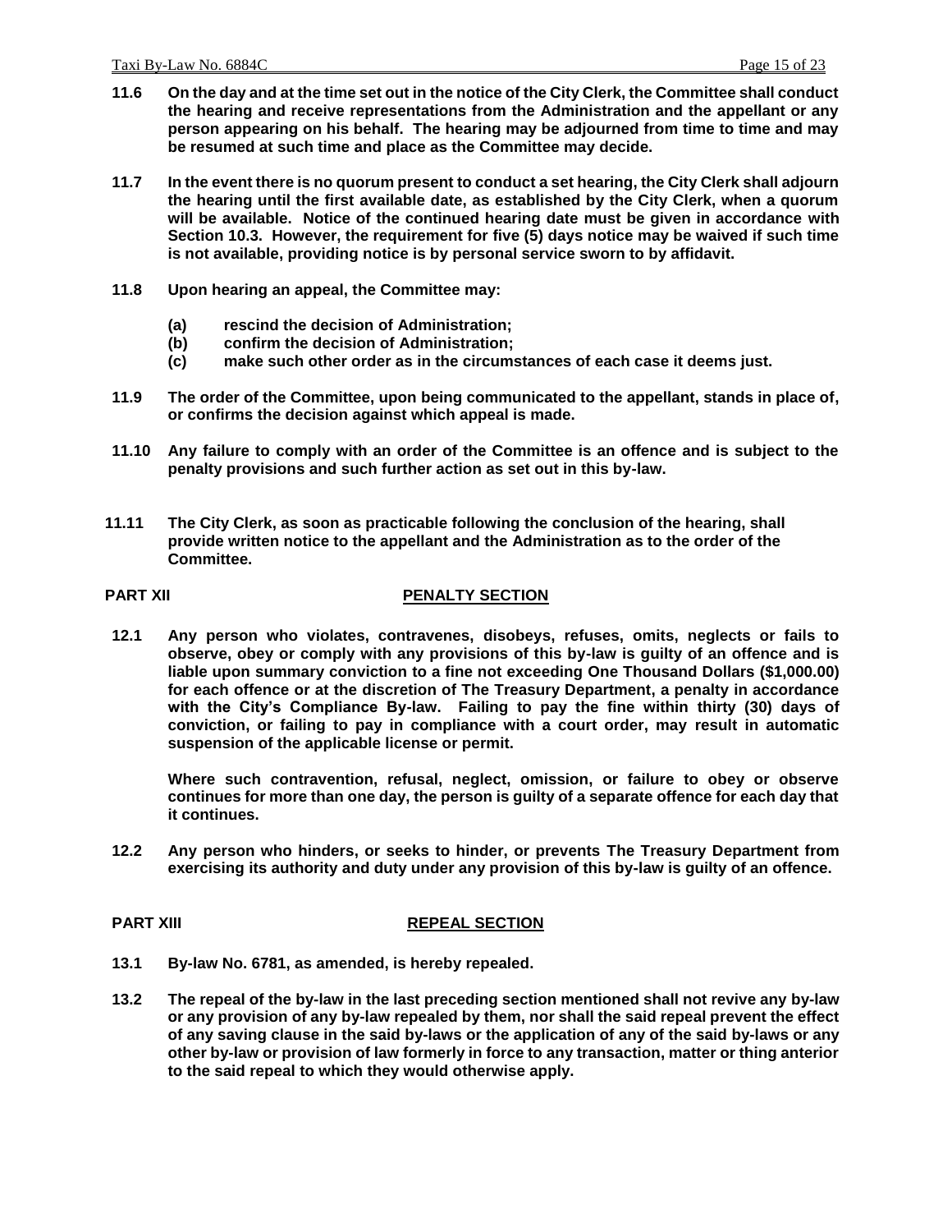**11.6 On the day and at the time set out in the notice of the City Clerk, the Committee shall conduct the hearing and receive representations from the Administration and the appellant or any person appearing on his behalf. The hearing may be adjourned from time to time and may be resumed at such time and place as the Committee may decide.**

**11.7 In the event there is no quorum present to conduct a set hearing, the City Clerk shall adjourn the hearing until the first available date, as established by the City Clerk, when a quorum will be available. Notice of the continued hearing date must be given in accordance with Section 10.3. However, the requirement for five (5) days notice may be waived if such time is not available, providing notice is by personal service sworn to by affidavit.**

**11.8 Upon hearing an appeal, the Committee may:**

- **(a) rescind the decision of Administration;**
- **(b) confirm the decision of Administration;**
- **(c) make such other order as in the circumstances of each case it deems just.**

**11.9 The order of the Committee, upon being communicated to the appellant, stands in place of, or confirms the decision against which appeal is made.**

**11.10 Any failure to comply with an order of the Committee is an offence and is subject to the penalty provisions and such further action as set out in this by-law.**

**11.11 The City Clerk, as soon as practicable following the conclusion of the hearing, shall provide written notice to the appellant and the Administration as to the order of the Committee.**

## PART XII PENALTY SECTION

**12.1 Any person who violates, contravenes, disobeys, refuses, omits, neglects or fails to observe, obey or comply with any provisions of this by-law is guilty of an offence and is liable upon summary conviction to a fine not exceeding One Thousand Dollars ($1,000.00) for each offence or at the discretion of The Treasury Department, a penalty in accordance with the City's Compliance By-law. Failing to pay the fine within thirty (30) days of conviction, or failing to pay in compliance with a court order, may result in automatic suspension of the applicable license or permit.**

**Where such contravention, refusal, neglect, omission, or failure to obey or observe continues for more than one day, the person is guilty of a separate offence for each day that it continues.**

**12.2 Any person who hinders, or seeks to hinder, or prevents The Treasury Department from exercising its authority and duty under any provision of this by-law is guilty of an offence.**

## PART XIII REPEAL SECTION

**13.1 By-law No. 6781, as amended, is hereby repealed.**

**13.2 The repeal of the by-law in the last preceding section mentioned shall not revive any by-law or any provision of any by-law repealed by them, nor shall the said repeal prevent the effect of any saving clause in the said by-laws or the application of any of the said by-laws or any other by-law or provision of law formerly in force to any transaction, matter or thing anterior to the said repeal to which they would otherwise apply.**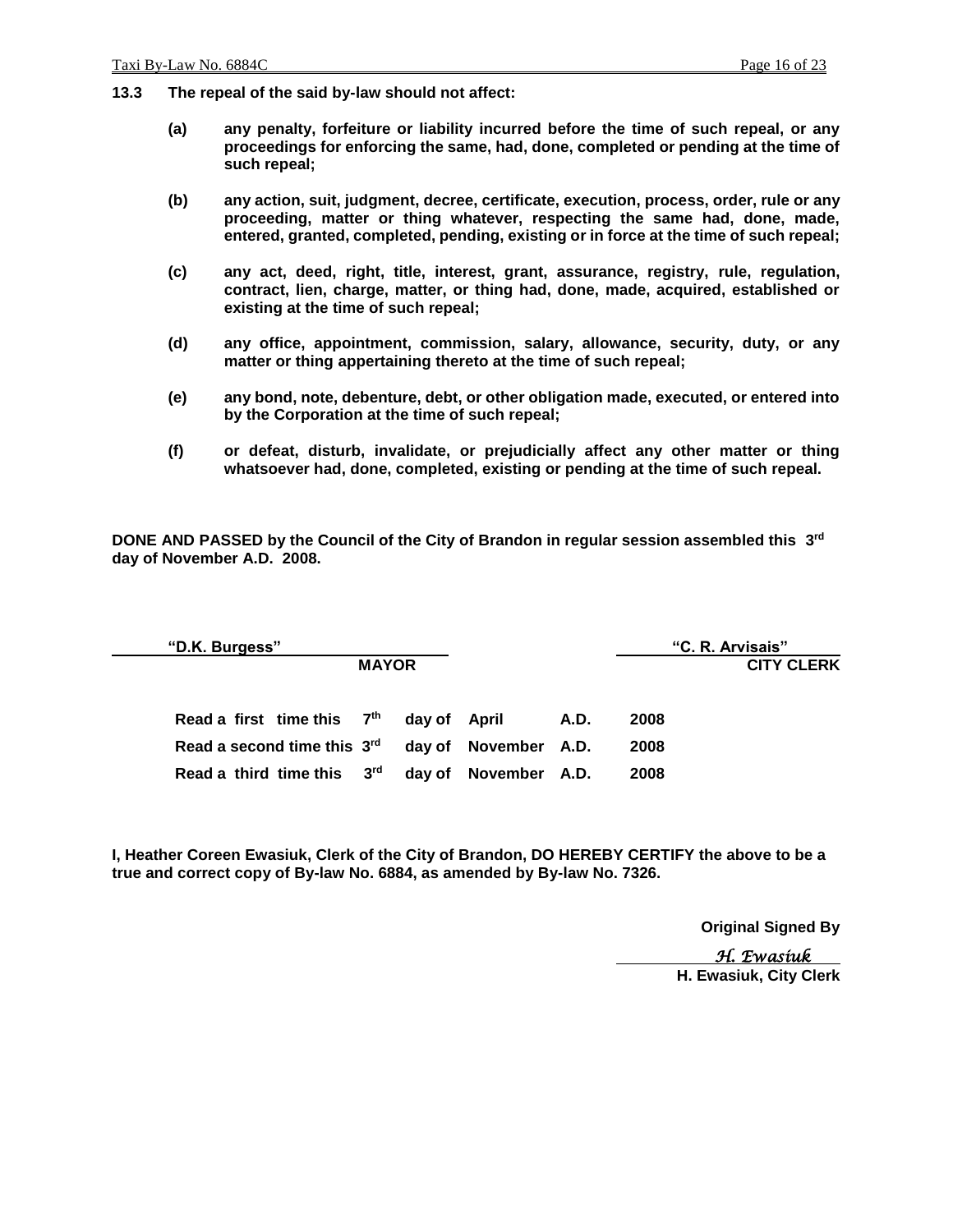**13.3 The repeal of the said by-law should not affect:**

**(a)** **any penalty, forfeiture or liability incurred before the time of such repeal, or any proceedings for enforcing the same, had, done, completed or pending at the time of such repeal;**

**(b)** **any action, suit, judgment, decree, certificate, execution, process, order, rule or any proceeding, matter or thing whatever, respecting the same had, done, made, entered, granted, completed, pending, existing or in force at the time of such repeal;**

**(c)** **any act, deed, right, title, interest, grant, assurance, registry, rule, regulation, contract, lien, charge, matter, or thing had, done, made, acquired, established or existing at the time of such repeal;**

**(d)** **any office, appointment, commission, salary, allowance, security, duty, or any matter or thing appertaining thereto at the time of such repeal;**

**(e)** **any bond, note, debenture, debt, or other obligation made, executed, or entered into by the Corporation at the time of such repeal;**

**(f)** **or defeat, disturb, invalidate, or prejudicially affect any other matter or thing whatsoever had, done, completed, existing or pending at the time of such repeal.**

**DONE AND PASSED by the Council of the City of Brandon in regular session assembled this 3rd day of November A.D. 2008.**

**"D.K. Burgess"**
**MAYOR**

**"C. R. Arvisais"**
**CITY CLERK**

| | | | | |
|---|---|---|---|---|
| **Read a first time this** | **7th** | **day of April** | **A.D.** | **2008** |
| **Read a second time this** | **3rd** | **day of November** | **A.D.** | **2008** |
| **Read a third time this** | **3rd** | **day of November** | **A.D.** | **2008** |

**I, Heather Coreen Ewasiuk, Clerk of the City of Brandon, DO HEREBY CERTIFY the above to be a true and correct copy of By-law No. 6884, as amended by By-law No. 7326.**

**Original Signed By**

*H. Ewasiuk*
**H. Ewasiuk, City Clerk**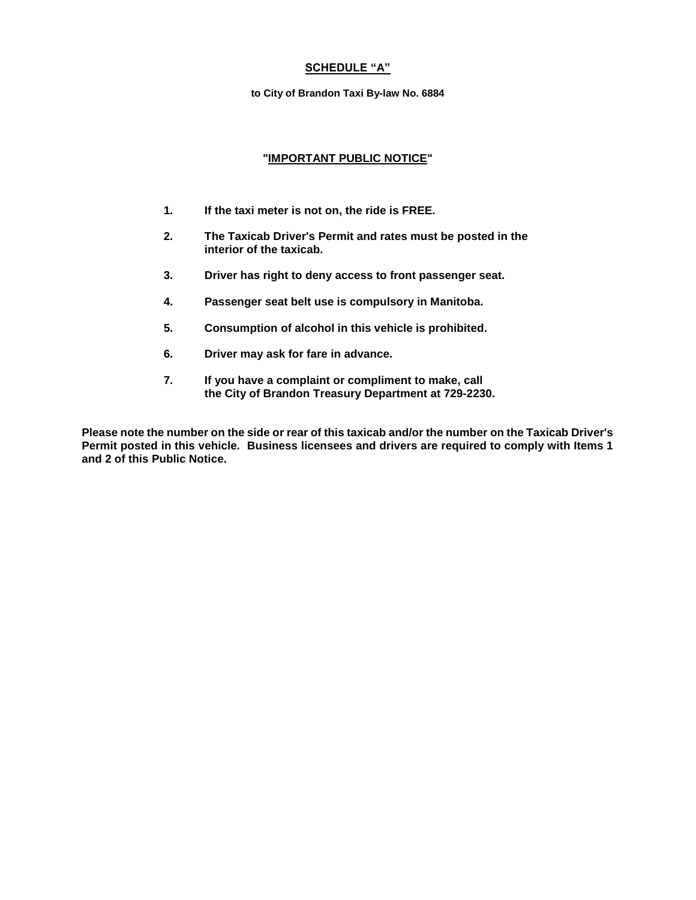## SCHEDULE "A"

**to City of Brandon Taxi By-law No. 6884**

### "IMPORTANT PUBLIC NOTICE"

1. **If the taxi meter is not on, the ride is FREE.**
2. **The Taxicab Driver's Permit and rates must be posted in the interior of the taxicab.**
3. **Driver has right to deny access to front passenger seat.**
4. **Passenger seat belt use is compulsory in Manitoba.**
5. **Consumption of alcohol in this vehicle is prohibited.**
6. **Driver may ask for fare in advance.**
7. **If you have a complaint or compliment to make, call the City of Brandon Treasury Department at 729-2230.**

**Please note the number on the side or rear of this taxicab and/or the number on the Taxicab Driver's Permit posted in this vehicle. Business licensees and drivers are required to comply with Items 1 and 2 of this Public Notice.**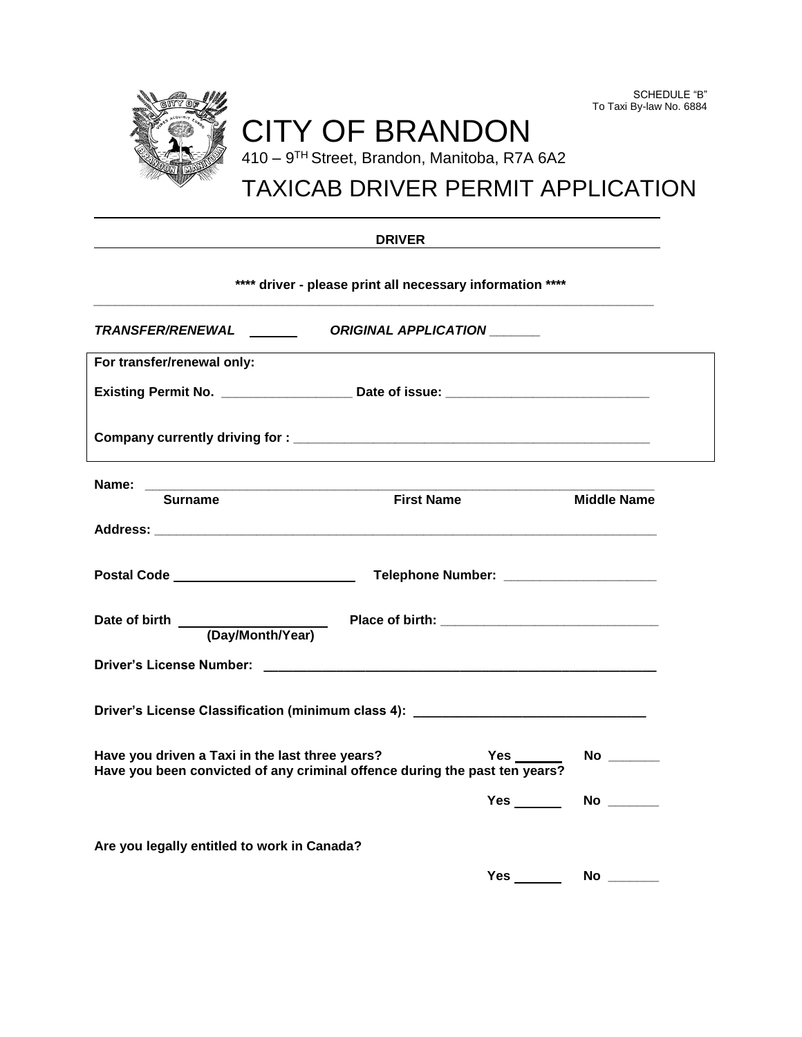SCHEDULE "B"
To Taxi By-law No. 6884

# CITY OF BRANDON

410 – 9TH Street, Brandon, Manitoba, R7A 6A2

# TAXICAB DRIVER PERMIT APPLICATION

**DRIVER**

**\*\*\*\* driver - please print all necessary information \*\*\*\***

***TRANSFER/RENEWAL*** ______ ***ORIGINAL APPLICATION*** ______

**For transfer/renewal only:**

**Existing Permit No.** _________________ **Date of issue:** ___________________________

**Company currently driving for :** _________________________________________________

**Name:** _____________________________________________________________________

**Surname** **First Name** **Middle Name**

**Address:** ___________________________________________________________________

**Postal Code** ________________________ **Telephone Number:** ____________________

**Date of birth** ___________________ **Place of birth:** _____________________________
**(Day/Month/Year)**

**Driver's License Number:** ______________________________________________________

**Driver's License Classification (minimum class 4):** ______________________________

**Have you driven a Taxi in the last three years?** **Yes** ______ **No** ______

**Have you been convicted of any criminal offence during the past ten years?**

**Yes** ______ **No** ______

**Are you legally entitled to work in Canada?**

**Yes** ______ **No** ______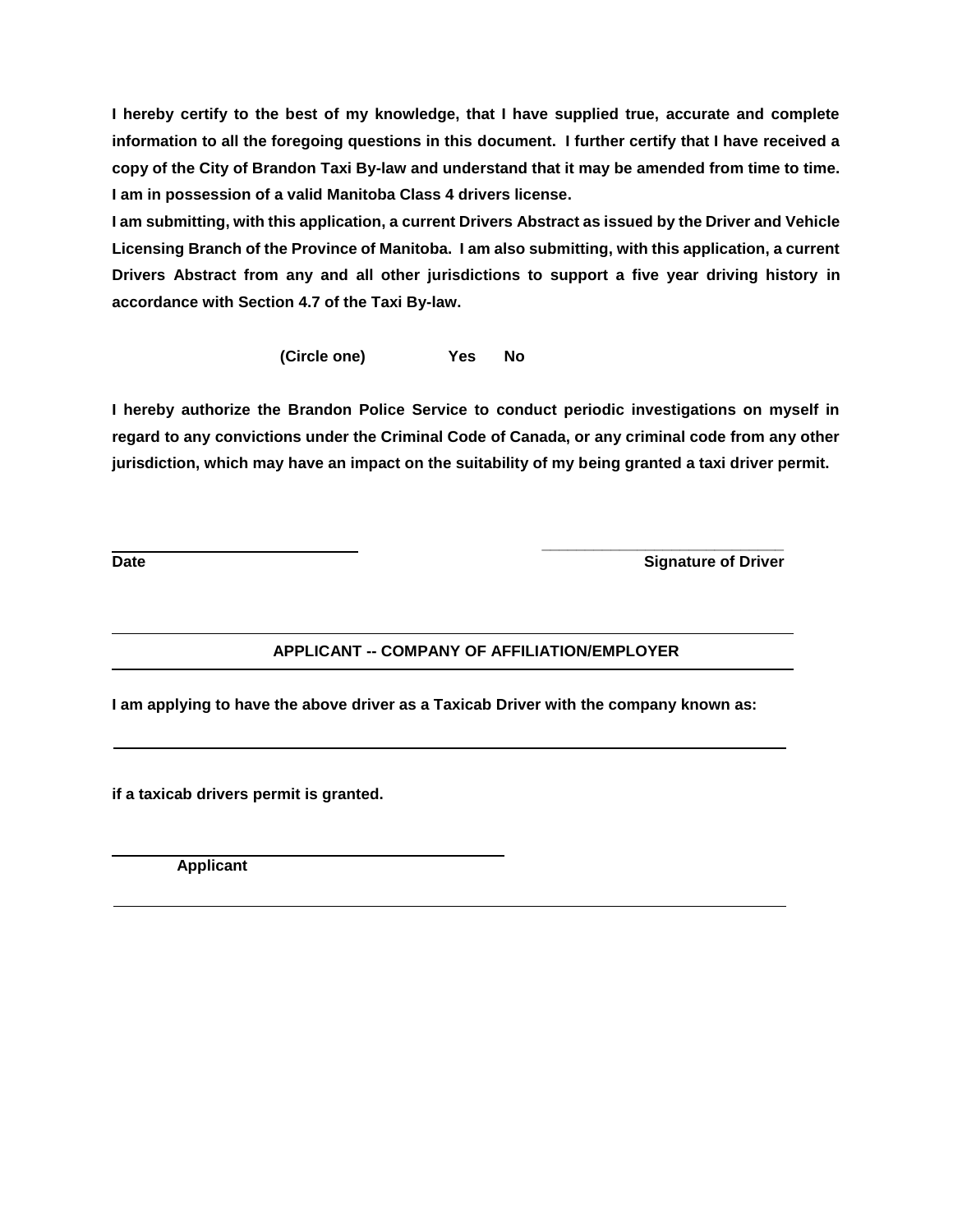**I hereby certify to the best of my knowledge, that I have supplied true, accurate and complete information to all the foregoing questions in this document. I further certify that I have received a copy of the City of Brandon Taxi By-law and understand that it may be amended from time to time. I am in possession of a valid Manitoba Class 4 drivers license.**

**I am submitting, with this application, a current Drivers Abstract as issued by the Driver and Vehicle Licensing Branch of the Province of Manitoba. I am also submitting, with this application, a current Drivers Abstract from any and all other jurisdictions to support a five year driving history in accordance with Section 4.7 of the Taxi By-law.**

**(Circle one) Yes No**

**I hereby authorize the Brandon Police Service to conduct periodic investigations on myself in regard to any convictions under the Criminal Code of Canada, or any criminal code from any other jurisdiction, which may have an impact on the suitability of my being granted a taxi driver permit.**

______________________________ ______________________________

**Date** **Signature of Driver**

---

**APPLICANT -- COMPANY OF AFFILIATION/EMPLOYER**

---

**I am applying to have the above driver as a Taxicab Driver with the company known as:**

______________________________________________________________

**if a taxicab drivers permit is granted.**

______________________________________

**Applicant**

---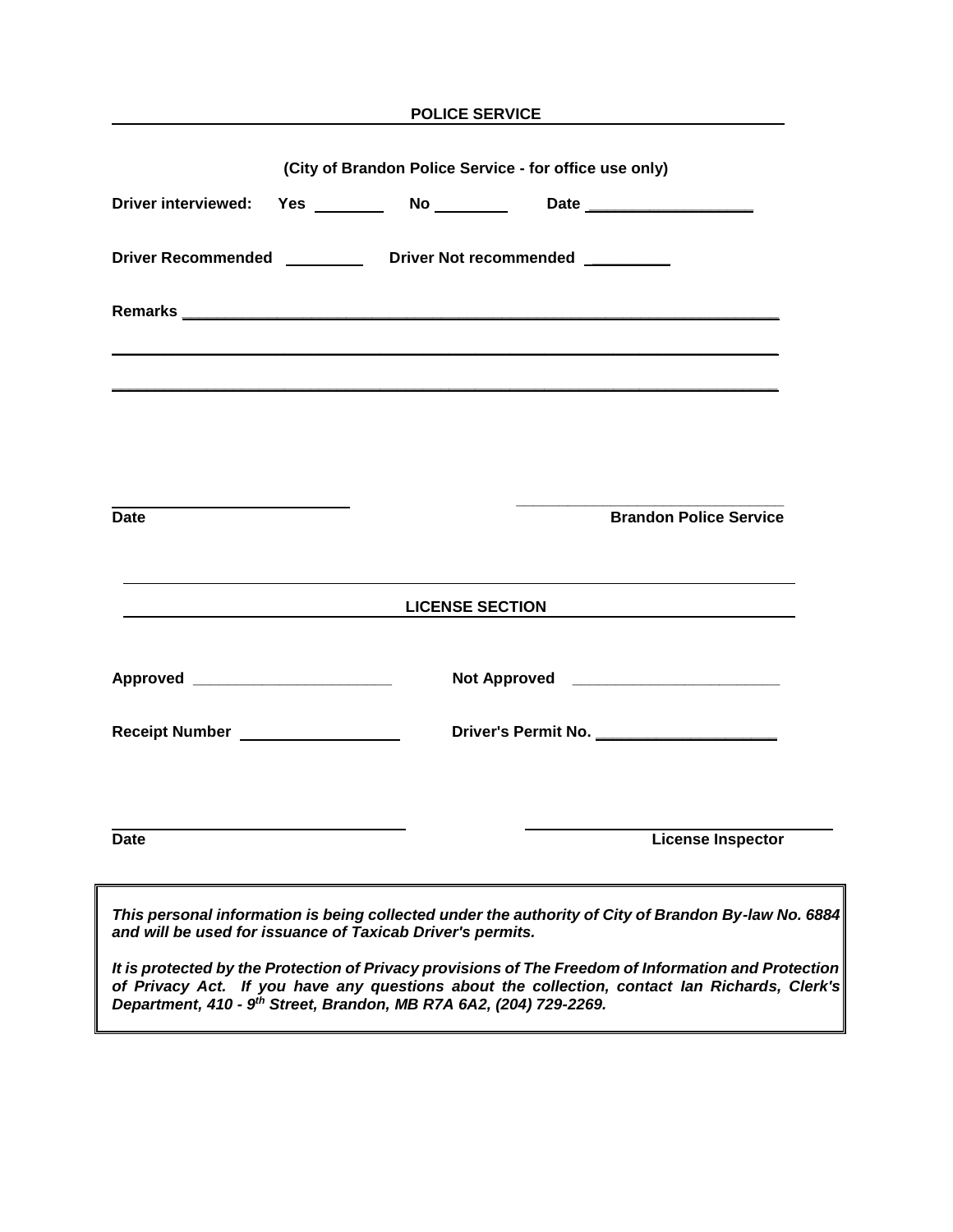## POLICE SERVICE

**(City of Brandon Police Service - for office use only)**

**Driver interviewed:** **Yes** ________ **No** ________ **Date** ____________________

**Driver Recommended** _________ **Driver Not recommended** _________

**Remarks** ______________________________________________________________________

______________________________________________________________________________

______________________________________________________________________________

______________________________ ______________________________

**Date** **Brandon Police Service**

## LICENSE SECTION

**Approved** ______________________ **Not Approved** ______________________

**Receipt Number** __________________ **Driver's Permit No.** ____________________

______________________________ ______________________________

**Date** **License Inspector**

***This personal information is being collected under the authority of City of Brandon By-law No. 6884 and will be used for issuance of Taxicab Driver's permits.***

***It is protected by the Protection of Privacy provisions of The Freedom of Information and Protection of Privacy Act. If you have any questions about the collection, contact Ian Richards, Clerk's Department, 410 - 9th Street, Brandon, MB R7A 6A2, (204) 729-2269.***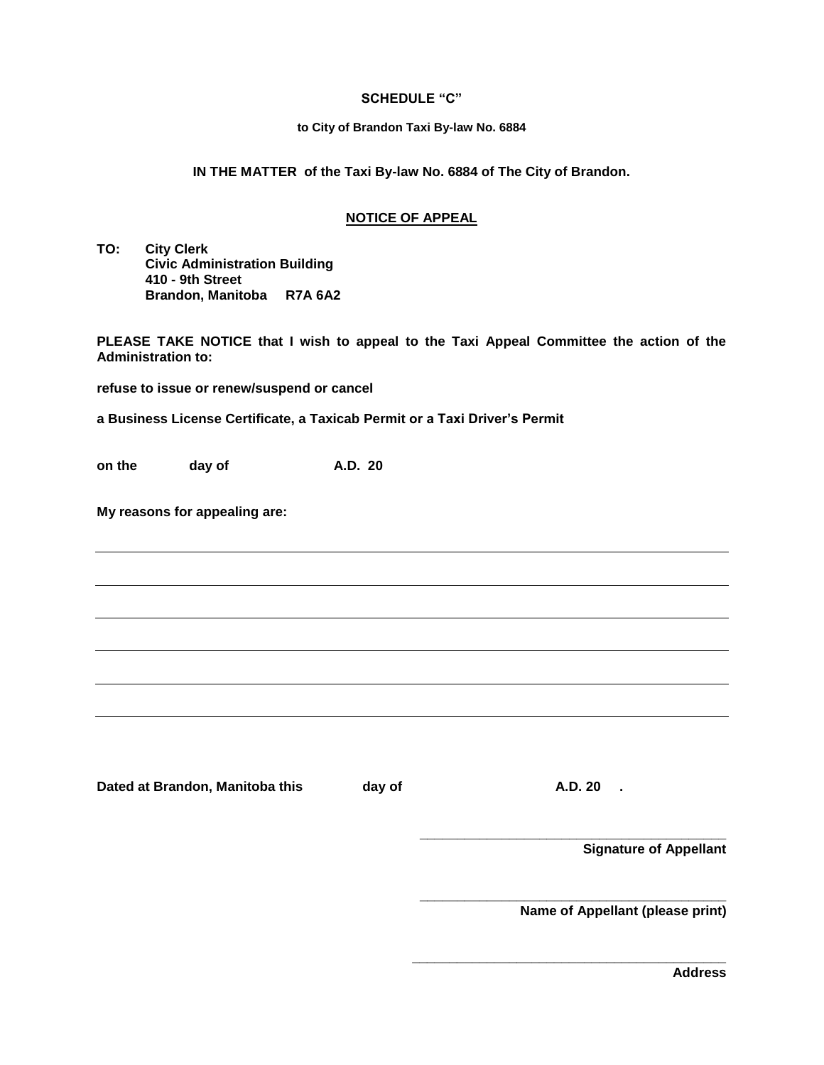**SCHEDULE "C"**

**to City of Brandon Taxi By-law No. 6884**

**IN THE MATTER of the Taxi By-law No. 6884 of The City of Brandon.**

## NOTICE OF APPEAL

**TO: City Clerk**
**Civic Administration Building**
**410 - 9th Street**
**Brandon, Manitoba R7A 6A2**

**PLEASE TAKE NOTICE that I wish to appeal to the Taxi Appeal Committee the action of the Administration to:**

**refuse to issue or renew/suspend or cancel**

**a Business License Certificate, a Taxicab Permit or a Taxi Driver's Permit**

**on the day of A.D. 20**

**My reasons for appealing are:**

______________________________________________________________________________

______________________________________________________________________________

______________________________________________________________________________

______________________________________________________________________________

______________________________________________________________________________

______________________________________________________________________________

**Dated at Brandon, Manitoba this day of A.D. 20 .**

______________________________________
**Signature of Appellant**

______________________________________
**Name of Appellant (please print)**

______________________________________
**Address**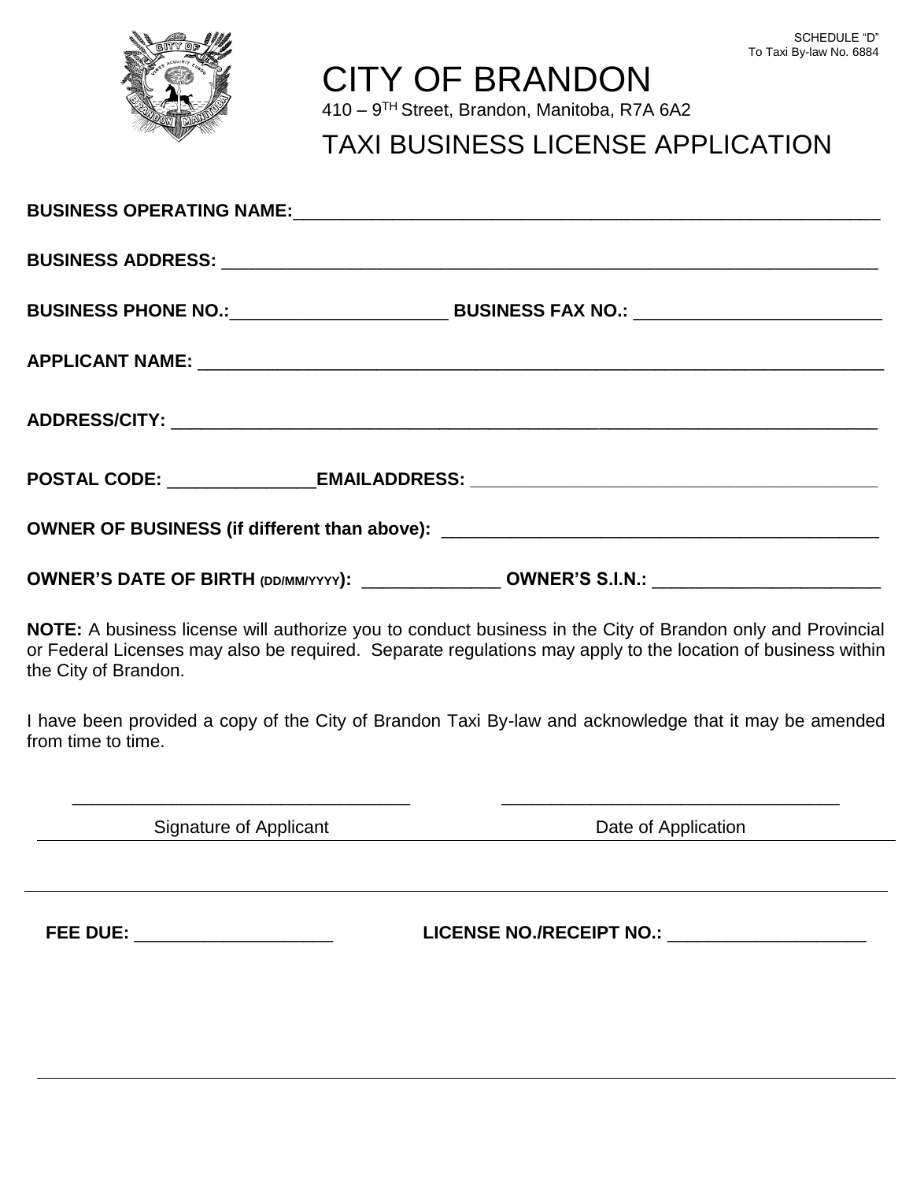SCHEDULE "D"
To Taxi By-law No. 6884

# CITY OF BRANDON

410 – 9TH Street, Brandon, Manitoba, R7A 6A2

## TAXI BUSINESS LICENSE APPLICATION

**BUSINESS OPERATING NAME:** ____________________________________________________________

**BUSINESS ADDRESS:** ____________________________________________________________

**BUSINESS PHONE NO.:** ______________________ **BUSINESS FAX NO.:** _________________________

**APPLICANT NAME:** ____________________________________________________________

**ADDRESS/CITY:** ____________________________________________________________

**POSTAL CODE:** _______________ **EMAIL ADDRESS:** ___________________________________________

**OWNER OF BUSINESS (if different than above):** ____________________________________________

**OWNER'S DATE OF BIRTH (DD/MM/YYYY):** ______________ **OWNER'S S.I.N.:** _______________________

**NOTE:** A business license will authorize you to conduct business in the City of Brandon only and Provincial or Federal Licenses may also be required. Separate regulations may apply to the location of business within the City of Brandon.

I have been provided a copy of the City of Brandon Taxi By-law and acknowledge that it may be amended from time to time.

__________________________________ __________________________________

Signature of Applicant                                        Date of Application

**FEE DUE:** ____________________ **LICENSE NO./RECEIPT NO.:** ____________________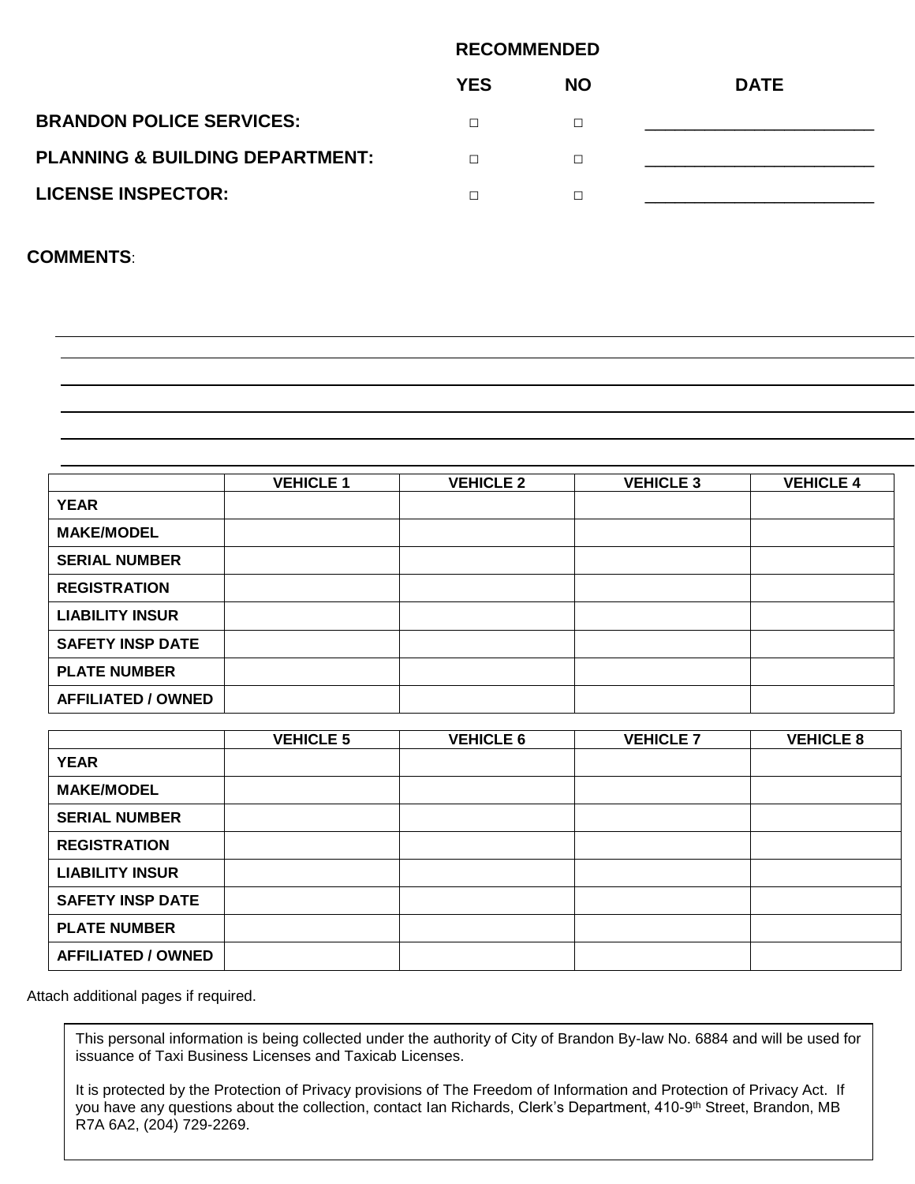| | RECOMMENDED | | |
|---|---|---|---|
| | YES | NO | DATE |
| **BRANDON POLICE SERVICES:** | □ | □ | ________________________ |
| **PLANNING & BUILDING DEPARTMENT:** | □ | □ | ________________________ |
| **LICENSE INSPECTOR:** | □ | □ | ________________________ |

**COMMENTS**:

______________________________________________________________________________

______________________________________________________________________________

______________________________________________________________________________

______________________________________________________________________________

______________________________________________________________________________

______________________________________________________________________________

| | VEHICLE 1 | VEHICLE 2 | VEHICLE 3 | VEHICLE 4 |
|---|---|---|---|---|
| YEAR | | | | |
| MAKE/MODEL | | | | |
| SERIAL NUMBER | | | | |
| REGISTRATION | | | | |
| LIABILITY INSUR | | | | |
| SAFETY INSP DATE | | | | |
| PLATE NUMBER | | | | |
| AFFILIATED / OWNED | | | | |

| | VEHICLE 5 | VEHICLE 6 | VEHICLE 7 | VEHICLE 8 |
|---|---|---|---|---|
| YEAR | | | | |
| MAKE/MODEL | | | | |
| SERIAL NUMBER | | | | |
| REGISTRATION | | | | |
| LIABILITY INSUR | | | | |
| SAFETY INSP DATE | | | | |
| PLATE NUMBER | | | | |
| AFFILIATED / OWNED | | | | |

Attach additional pages if required.

This personal information is being collected under the authority of City of Brandon By-law No. 6884 and will be used for issuance of Taxi Business Licenses and Taxicab Licenses.

It is protected by the Protection of Privacy provisions of The Freedom of Information and Protection of Privacy Act. If you have any questions about the collection, contact Ian Richards, Clerk's Department, 410-9th Street, Brandon, MB R7A 6A2, (204) 729-2269.